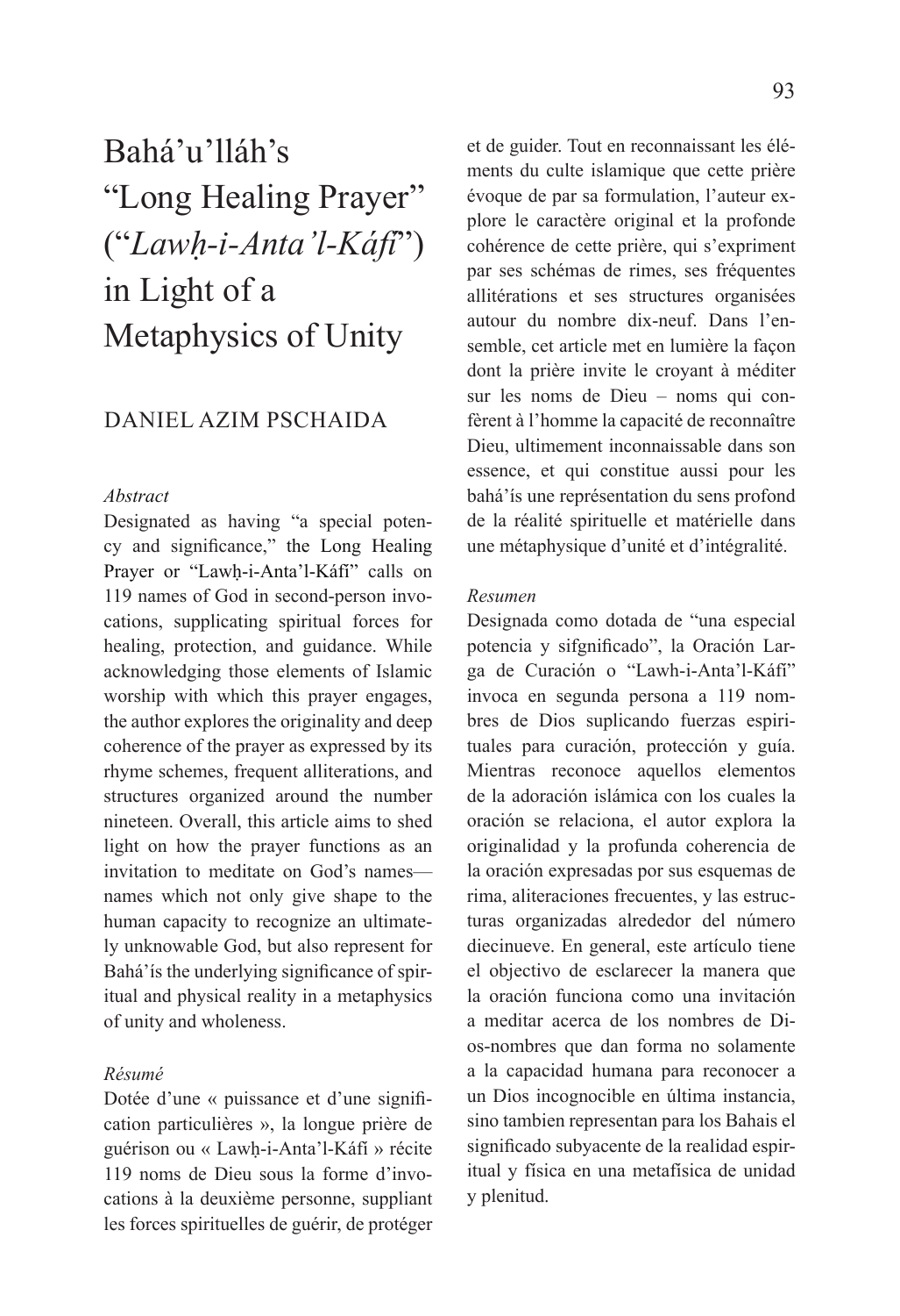# Bahá'u'lláh's "Long Healing Prayer" ("*Lawḥ-i-Anta'l-Káfí*") in Light of a Metaphysics of Unity

DANIEL AZIM PSCHAIDA

*Abstract*

Designated as having "a special potency and significance," the Long Healing Prayer or "Lawḥ-i-Anta'l-Káfí" calls on 119 names of God in second-person invocations, supplicating spiritual forces for healing, protection, and guidance. While acknowledging those elements of Islamic worship with which this prayer engages, the author explores the originality and deep coherence of the prayer as expressed by its rhyme schemes, frequent alliterations, and structures organized around the number nineteen. Overall, this article aims to shed light on how the prayer functions as an invitation to meditate on God's names—names which not only give shape to the human capacity to recognize an ultimately unknowable God, but also represent for Bahá'ís the underlying significance of spiritual and physical reality in a metaphysics of unity and wholeness.

*Résumé*

Dotée d'une « puissance et d'une signification particulières », la longue prière de guérison ou « Lawḥ-i-Anta'l-Káfí » récite 119 noms de Dieu sous la forme d'invocations à la deuxième personne, suppliant les forces spirituelles de guérir, de protéger et de guider. Tout en reconnaissant les éléments du culte islamique que cette prière évoque de par sa formulation, l'auteur explore le caractère original et la profonde cohérence de cette prière, qui s'expriment par ses schémas de rimes, ses fréquentes allitérations et ses structures organisées autour du nombre dix-neuf. Dans l'ensemble, cet article met en lumière la façon dont la prière invite le croyant à méditer sur les noms de Dieu – noms qui confèrent à l'homme la capacité de reconnaître Dieu, ultimement inconnaissable dans son essence, et qui constitue aussi pour les bahá'ís une représentation du sens profond de la réalité spirituelle et matérielle dans une métaphysique d'unité et d'intégralité.

*Resumen*

Designada como dotada de "una especial potencia y sifgnificado", la Oración Larga de Curación o "Lawh-i-Anta'l-Káfí" invoca en segunda persona a 119 nombres de Dios suplicando fuerzas espirituales para curación, protección y guía. Mientras reconoce aquellos elementos de la adoración islámica con los cuales la oración se relaciona, el autor explora la originalidad y la profunda coherencia de la oración expresadas por sus esquemas de rima, aliteraciones frecuentes, y las estructuras organizadas alrededor del número diecinueve. En general, este artículo tiene el objectivo de esclarecer la manera que la oración funciona como una invitación a meditar acerca de los nombres de Dios-nombres que dan forma no solamente a la capacidad humana para reconocer a un Dios incognocible en última instancia, sino tambien representan para los Bahais el significado subyacente de la realidad espiritual y física en una metafísica de unidad y plenitud.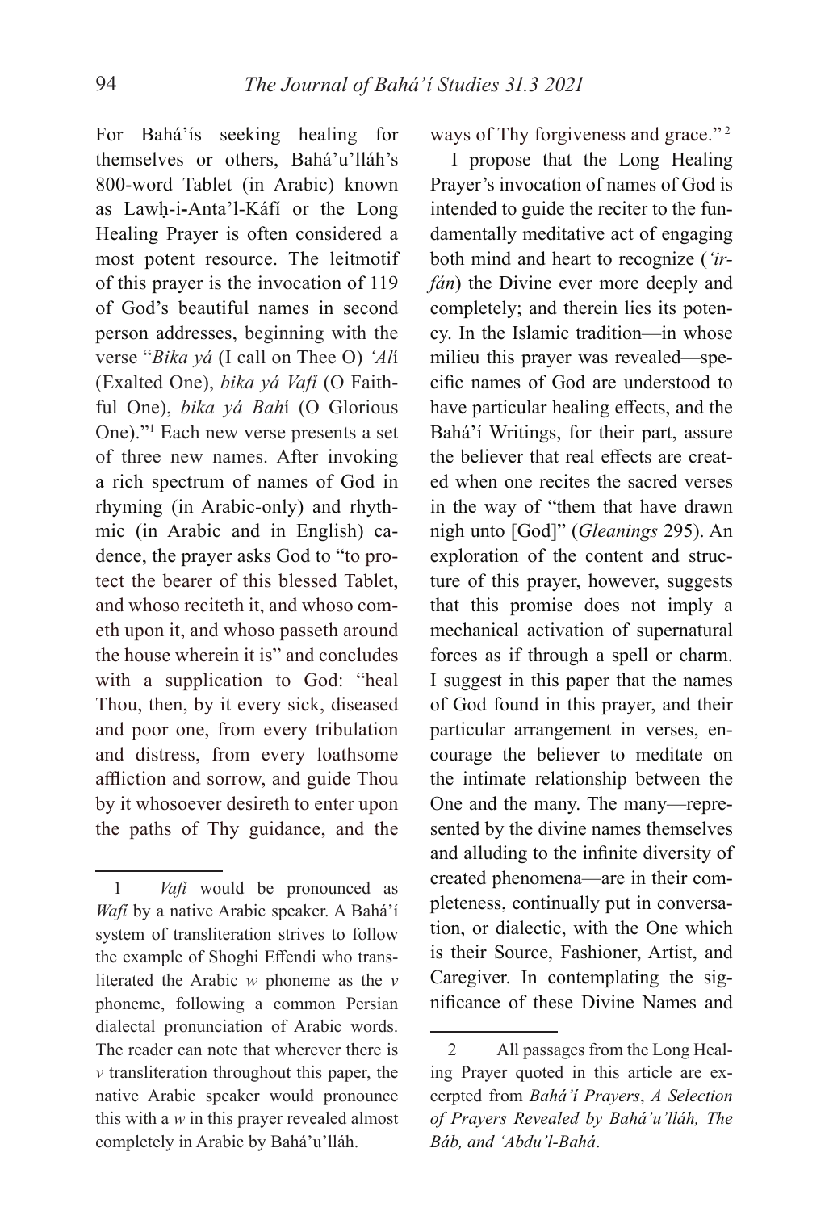For Bahá'ís seeking healing for themselves or others, Bahá'u'lláh's 800-word Tablet (in Arabic) known as Lawḥ-i-Anta'l-Káfí or the Long Healing Prayer is often considered a most potent resource. The leitmotif of this prayer is the invocation of 119 of God's beautiful names in second person addresses, beginning with the verse "*Bika yá* (I call on Thee O) *'Al*í (Exalted One), *bika yá Vafí* (O Faithful One), *bika yá Bah*í (O Glorious One)."[1] Each new verse presents a set of three new names. After invoking a rich spectrum of names of God in rhyming (in Arabic-only) and rhythmic (in Arabic and in English) cadence, the prayer asks God to "to protect the bearer of this blessed Tablet, and whoso reciteth it, and whoso cometh upon it, and whoso passeth around the house wherein it is" and concludes with a supplication to God: "heal Thou, then, by it every sick, diseased and poor one, from every tribulation and distress, from every loathsome affliction and sorrow, and guide Thou by it whosoever desireth to enter upon the paths of Thy guidance, and the ways of Thy forgiveness and grace."[2]

I propose that the Long Healing Prayer's invocation of names of God is intended to guide the reciter to the fundamentally meditative act of engaging both mind and heart to recognize (*'irfán*) the Divine ever more deeply and completely; and therein lies its potency. In the Islamic tradition—in whose milieu this prayer was revealed—specific names of God are understood to have particular healing effects, and the Bahá'í Writings, for their part, assure the believer that real effects are created when one recites the sacred verses in the way of "them that have drawn nigh unto [God]" (*Gleanings* 295). An exploration of the content and structure of this prayer, however, suggests that this promise does not imply a mechanical activation of supernatural forces as if through a spell or charm. I suggest in this paper that the names of God found in this prayer, and their particular arrangement in verses, encourage the believer to meditate on the intimate relationship between the One and the many. The many—represented by the divine names themselves and alluding to the infinite diversity of created phenomena—are in their completeness, continually put in conversation, or dialectic, with the One which is their Source, Fashioner, Artist, and Caregiver. In contemplating the significance of these Divine Names and

---

1 *Vafí* would be pronounced as *Wafí* by a native Arabic speaker. A Bahá'í system of transliteration strives to follow the example of Shoghi Effendi who transliterated the Arabic *w* phoneme as the *v* phoneme, following a common Persian dialectal pronunciation of Arabic words. The reader can note that wherever there is *v* transliteration throughout this paper, the native Arabic speaker would pronounce this with a *w* in this prayer revealed almost completely in Arabic by Bahá'u'lláh.

2 All passages from the Long Healing Prayer quoted in this article are excerpted from *Bahá'í Prayers*, *A Selection of Prayers Revealed by Bahá'u'lláh, The Báb, and 'Abdu'l-Bahá*.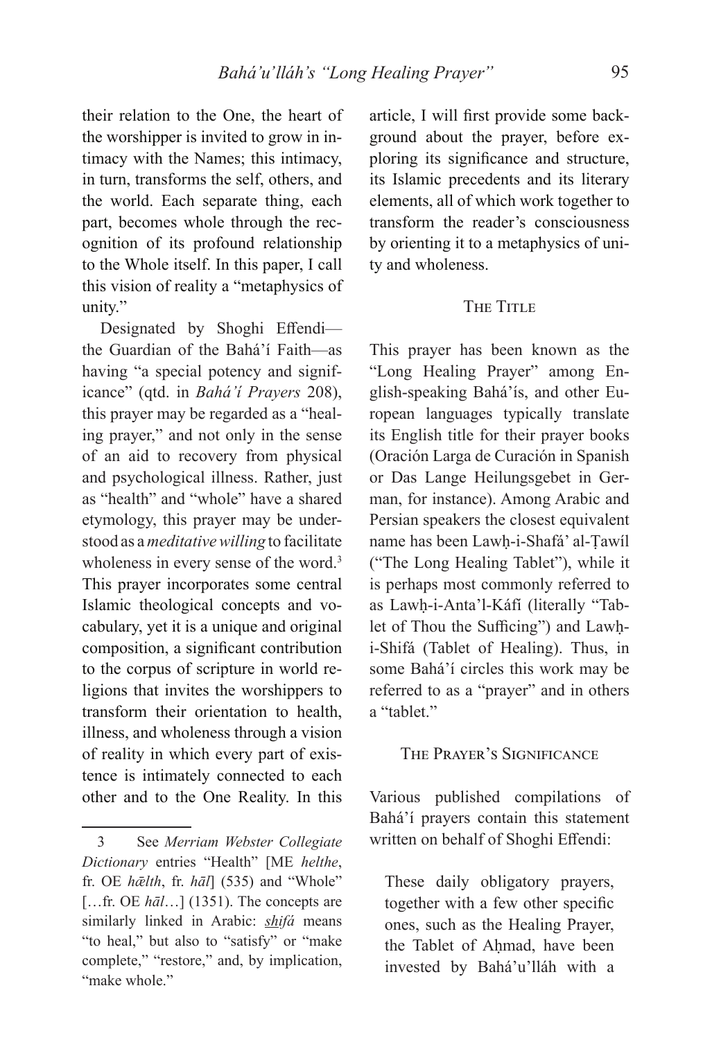their relation to the One, the heart of the worshipper is invited to grow in intimacy with the Names; this intimacy, in turn, transforms the self, others, and the world. Each separate thing, each part, becomes whole through the recognition of its profound relationship to the Whole itself. In this paper, I call this vision of reality a "metaphysics of unity."

Designated by Shoghi Effendi—the Guardian of the Bahá'í Faith—as having "a special potency and significance" (qtd. in *Bahá'í Prayers* 208), this prayer may be regarded as a "healing prayer," and not only in the sense of an aid to recovery from physical and psychological illness. Rather, just as "health" and "whole" have a shared etymology, this prayer may be understood as a *meditative willing* to facilitate wholeness in every sense of the word.[3] This prayer incorporates some central Islamic theological concepts and vocabulary, yet it is a unique and original composition, a significant contribution to the corpus of scripture in world religions that invites the worshippers to transform their orientation to health, illness, and wholeness through a vision of reality in which every part of existence is intimately connected to each other and to the One Reality. In this article, I will first provide some background about the prayer, before exploring its significance and structure, its Islamic precedents and its literary elements, all of which work together to transform the reader's consciousness by orienting it to a metaphysics of unity and wholeness.

## The Title

This prayer has been known as the "Long Healing Prayer" among English-speaking Bahá'ís, and other European languages typically translate its English title for their prayer books (Oración Larga de Curación in Spanish or Das Lange Heilungsgebet in German, for instance). Among Arabic and Persian speakers the closest equivalent name has been Lawḥ-i-Shafá' al-Ṭawíl ("The Long Healing Tablet"), while it is perhaps most commonly referred to as Lawḥ-i-Anta'l-Káfí (literally "Tablet of Thou the Sufficing") and Lawḥ-i-Shifá (Tablet of Healing). Thus, in some Bahá'í circles this work may be referred to as a "prayer" and in others a "tablet."

## The Prayer's Significance

Various published compilations of Bahá'í prayers contain this statement written on behalf of Shoghi Effendi:

> These daily obligatory prayers, together with a few other specific ones, such as the Healing Prayer, the Tablet of Aḥmad, have been invested by Bahá'u'lláh with a

---

3 See *Merriam Webster Collegiate Dictionary* entries "Health" [ME *helthe*, fr. OE *hǣlth*, fr. *hāl*] (535) and "Whole" […fr. OE *hāl*…] (1351). The concepts are similarly linked in Arabic: *shifá* means "to heal," but also to "satisfy" or "make complete," "restore," and, by implication, "make whole."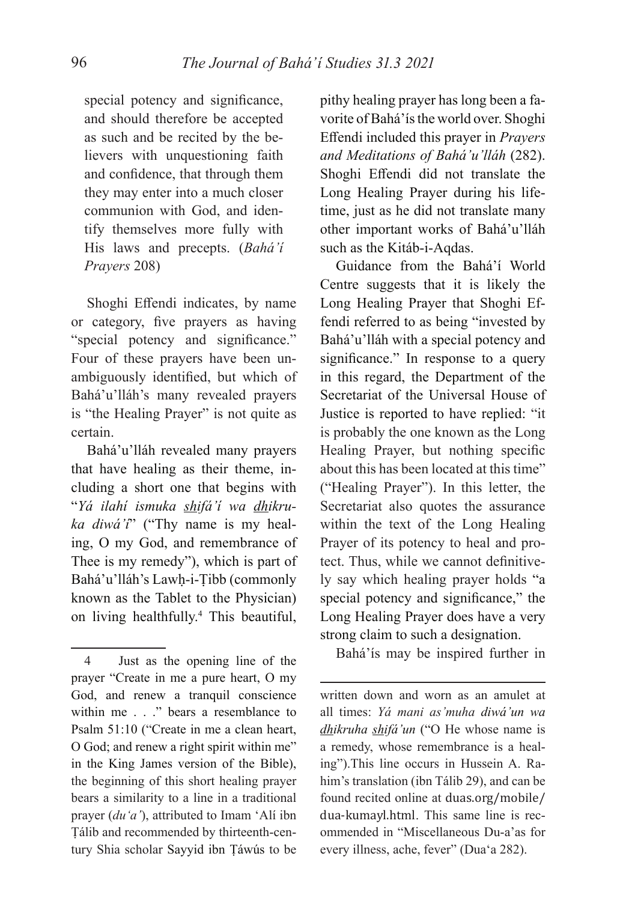> special potency and significance, and should therefore be accepted as such and be recited by the believers with unquestioning faith and confidence, that through them they may enter into a much closer communion with God, and identify themselves more fully with His laws and precepts. (*Bahá'í Prayers* 208)

Shoghi Effendi indicates, by name or category, five prayers as having "special potency and significance." Four of these prayers have been unambiguously identified, but which of Bahá'u'lláh's many revealed prayers is "the Healing Prayer" is not quite as certain.

Bahá'u'lláh revealed many prayers that have healing as their theme, including a short one that begins with "*Yá iláhí ismuka shifá'í wa dhikruka diwá'í*" ("Thy name is my healing, O my God, and remembrance of Thee is my remedy"), which is part of Bahá'u'lláh's Lawḥ-i-Ṭibb (commonly known as the Tablet to the Physician) on living healthfully.[4] This beautiful, pithy healing prayer has long been a favorite of Bahá'ís the world over. Shoghi Effendi included this prayer in *Prayers and Meditations of Bahá'u'lláh* (282). Shoghi Effendi did not translate the Long Healing Prayer during his lifetime, just as he did not translate many other important works of Bahá'u'lláh such as the Kitáb-i-Aqdas.

Guidance from the Bahá'í World Centre suggests that it is likely the Long Healing Prayer that Shoghi Effendi referred to as being "invested by Bahá'u'lláh with a special potency and significance." In response to a query in this regard, the Department of the Secretariat of the Universal House of Justice is reported to have replied: "it is probably the one known as the Long Healing Prayer, but nothing specific about this has been located at this time" ("Healing Prayer"). In this letter, the Secretariat also quotes the assurance within the text of the Long Healing Prayer of its potency to heal and protect. Thus, while we cannot definitively say which healing prayer holds "a special potency and significance," the Long Healing Prayer does have a very strong claim to such a designation.

Bahá'ís may be inspired further in

---

4 Just as the opening line of the prayer "Create in me a pure heart, O my God, and renew a tranquil conscience within me . . ." bears a resemblance to Psalm 51:10 ("Create in me a clean heart, O God; and renew a right spirit within me" in the King James version of the Bible), the beginning of this short healing prayer bears a similarity to a line in a traditional prayer (*du'a'*), attributed to Imam 'Alí ibn Ṭálib and recommended by thirteenth-century Shia scholar Sayyid ibn Ṭáwús to be written down and worn as an amulet at all times: *Yá mani as'muha diwá'un wa dhikruha shifá'un* ("O He whose name is a remedy, whose remembrance is a healing").This line occurs in Hussein A. Rahim's translation (ibn Tálib 29), and can be found recited online at duas.org/mobile/dua-kumayl.html. This same line is recommended in "Miscellaneous Du-a'as for every illness, ache, fever" (Dua'a 282).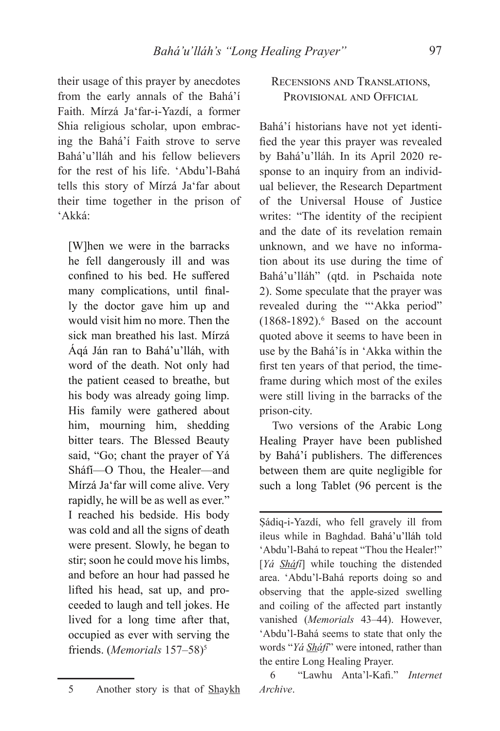their usage of this prayer by anecdotes from the early annals of the Bahá'í Faith. Mírzá Ja'far-i-Yazdí, a former Shia religious scholar, upon embracing the Bahá'í Faith strove to serve Bahá'u'lláh and his fellow believers for the rest of his life. 'Abdu'l-Bahá tells this story of Mírzá Ja'far about their time together in the prison of 'Akká:

> [W]hen we were in the barracks he fell dangerously ill and was confined to his bed. He suffered many complications, until finally the doctor gave him up and would visit him no more. Then the sick man breathed his last. Mírzá Áqá Ján ran to Bahá'u'lláh, with word of the death. Not only had the patient ceased to breathe, but his body was already going limp. His family were gathered about him, mourning him, shedding bitter tears. The Blessed Beauty said, "Go; chant the prayer of Yá Sháfí—O Thou, the Healer—and Mírzá Ja'far will come alive. Very rapidly, he will be as well as ever." I reached his bedside. His body was cold and all the signs of death were present. Slowly, he began to stir; soon he could move his limbs, and before an hour had passed he lifted his head, sat up, and proceeded to laugh and tell jokes. He lived for a long time after that, occupied as ever with serving the friends. (*Memorials* 157–58)[5]

## Recensions and Translations, Provisional and Official

Bahá'í historians have not yet identified the year this prayer was revealed by Bahá'u'lláh. In its April 2020 response to an inquiry from an individual believer, the Research Department of the Universal House of Justice writes: "The identity of the recipient and the date of its revelation remain unknown, and we have no information about its use during the time of Bahá'u'lláh" (qtd. in Pschaida note 2). Some speculate that the prayer was revealed during the "'Akka period" (1868-1892).[6] Based on the account quoted above it seems to have been in use by the Bahá'ís in 'Akka within the first ten years of that period, the timeframe during which most of the exiles were still living in the barracks of the prison-city.

Two versions of the Arabic Long Healing Prayer have been published by Bahá'í publishers. The differences between them are quite negligible for such a long Tablet (96 percent is the

---

5 Another story is that of Shaykh Ṣádiq-i-Yazdí, who fell gravely ill from ileus while in Baghdad. Bahá'u'lláh told 'Abdu'l-Bahá to repeat "Thou the Healer!" [*Yá Sháfí*] while touching the distended area. 'Abdu'l-Bahá reports doing so and observing that the apple-sized swelling and coiling of the affected part instantly vanished (*Memorials* 43–44). However, 'Abdu'l-Bahá seems to state that only the words "*Yá Sháfí*" were intoned, rather than the entire Long Healing Prayer.

6 "Lawhu Anta'l-Kafi." *Internet Archive*.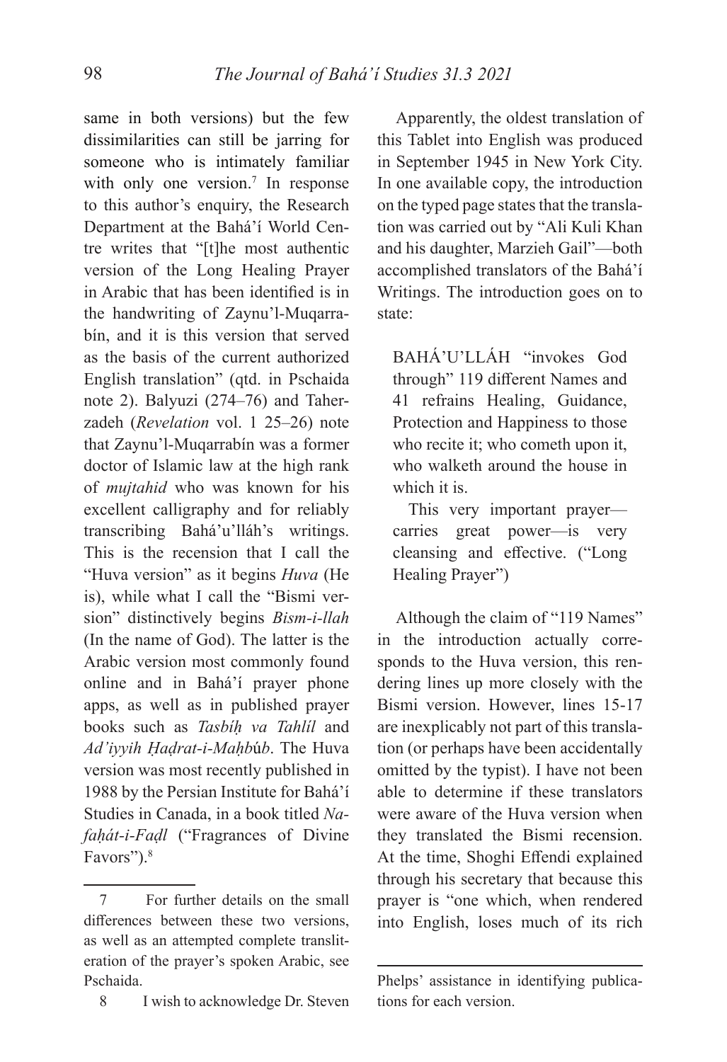same in both versions) but the few dissimilarities can still be jarring for someone who is intimately familiar with only one version.[7] In response to this author's enquiry, the Research Department at the Bahá'í World Centre writes that "[t]he most authentic version of the Long Healing Prayer in Arabic that has been identified is in the handwriting of Zaynu'l-Muqarrabín, and it is this version that served as the basis of the current authorized English translation" (qtd. in Pschaida note 2). Balyuzi (274–76) and Taherzadeh (*Revelation* vol. 1 25–26) note that Zaynu'l-Muqarrabín was a former doctor of Islamic law at the high rank of *mujtahid* who was known for his excellent calligraphy and for reliably transcribing Bahá'u'lláh's writings. This is the recension that I call the "Huva version" as it begins *Huva* (He is), while what I call the "Bismi version" distinctively begins *Bism-i-llah* (In the name of God). The latter is the Arabic version most commonly found online and in Bahá'í prayer phone apps, as well as in published prayer books such as *Tasbíḥ va Tahlíl* and *Ad'iyyih Ḥaḍrat-i-Maḥbúb*. The Huva version was most recently published in 1988 by the Persian Institute for Bahá'í Studies in Canada, in a book titled *Nafaḥát-i-Faḍl* ("Fragrances of Divine Favors").[8]

Apparently, the oldest translation of this Tablet into English was produced in September 1945 in New York City. In one available copy, the introduction on the typed page states that the translation was carried out by "Ali Kuli Khan and his daughter, Marzieh Gail"—both accomplished translators of the Bahá'í Writings. The introduction goes on to state:

> BAHÁ'U'LLÁH "invokes God through" 119 different Names and 41 refrains Healing, Guidance, Protection and Happiness to those who recite it; who cometh upon it, who walketh around the house in which it is.
>
> This very important prayer—carries great power—is very cleansing and effective. ("Long Healing Prayer")

Although the claim of "119 Names" in the introduction actually corresponds to the Huva version, this rendering lines up more closely with the Bismi version. However, lines 15-17 are inexplicably not part of this translation (or perhaps have been accidentally omitted by the typist). I have not been able to determine if these translators were aware of the Huva version when they translated the Bismi recension. At the time, Shoghi Effendi explained through his secretary that because this prayer is "one which, when rendered into English, loses much of its rich

---

7 For further details on the small differences between these two versions, as well as an attempted complete transliteration of the prayer's spoken Arabic, see Pschaida.

8 I wish to acknowledge Dr. Steven Phelps' assistance in identifying publications for each version.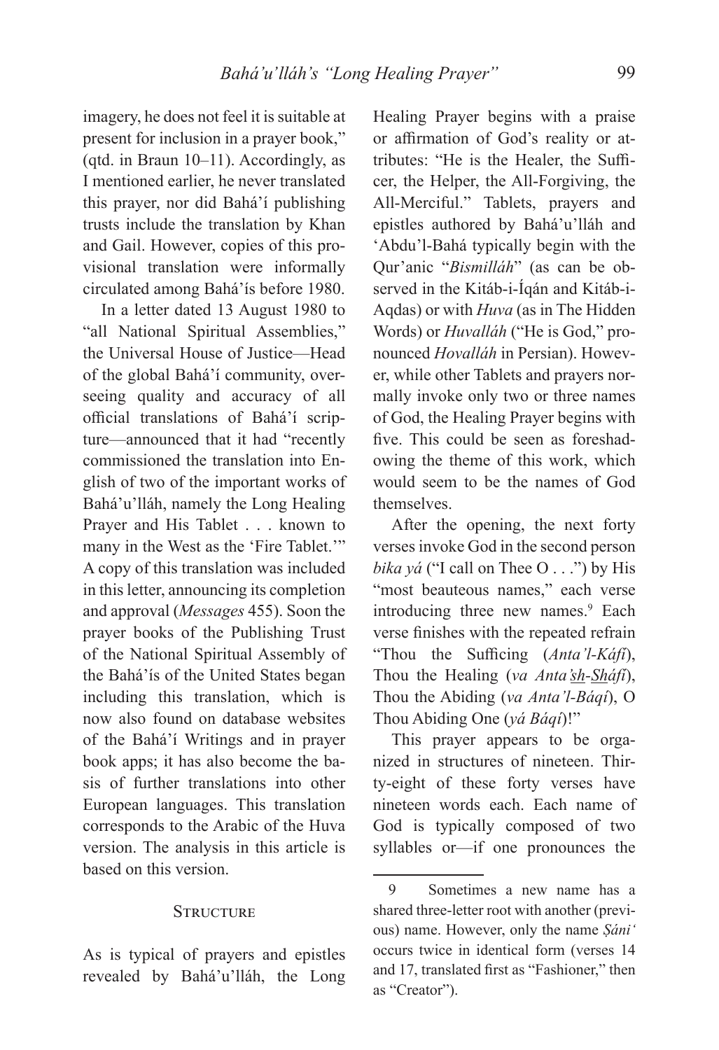imagery, he does not feel it is suitable at present for inclusion in a prayer book," (qtd. in Braun 10–11). Accordingly, as I mentioned earlier, he never translated this prayer, nor did Bahá'í publishing trusts include the translation by Khan and Gail. However, copies of this provisional translation were informally circulated among Bahá'ís before 1980.

In a letter dated 13 August 1980 to "all National Spiritual Assemblies," the Universal House of Justice—Head of the global Bahá'í community, overseeing quality and accuracy of all official translations of Bahá'í scripture—announced that it had "recently commissioned the translation into English of two of the important works of Bahá'u'lláh, namely the Long Healing Prayer and His Tablet . . . known to many in the West as the 'Fire Tablet.'" A copy of this translation was included in this letter, announcing its completion and approval (*Messages* 455). Soon the prayer books of the Publishing Trust of the National Spiritual Assembly of the Bahá'ís of the United States began including this translation, which is now also found on database websites of the Bahá'í Writings and in prayer book apps; it has also become the basis of further translations into other European languages. This translation corresponds to the Arabic of the Huva version. The analysis in this article is based on this version.

## Structure

As is typical of prayers and epistles revealed by Bahá'u'lláh, the Long Healing Prayer begins with a praise or affirmation of God's reality or attributes: "He is the Healer, the Sufficer, the Helper, the All-Forgiving, the All-Merciful." Tablets, prayers and epistles authored by Bahá'u'lláh and 'Abdu'l-Bahá typically begin with the Qur'anic "*Bismilláh*" (as can be observed in the Kitáb-i-Íqán and Kitáb-i-Aqdas) or with *Huva* (as in The Hidden Words) or *Huvalláh* ("He is God," pronounced *Hovalláh* in Persian). However, while other Tablets and prayers normally invoke only two or three names of God, the Healing Prayer begins with five. This could be seen as foreshadowing the theme of this work, which would seem to be the names of God themselves.

After the opening, the next forty verses invoke God in the second person *bika yá* ("I call on Thee O . . .") by His "most beauteous names," each verse introducing three new names.[9] Each verse finishes with the repeated refrain "Thou the Sufficing (*Anta'l-Káfí*), Thou the Healing (*va Anta'sh-Sháfí*), Thou the Abiding (*va Anta'l-Báqí*), O Thou Abiding One (*yá Báqí*)!"

This prayer appears to be organized in structures of nineteen. Thirty-eight of these forty verses have nineteen words each. Each name of God is typically composed of two syllables or—if one pronounces the

---

9 Sometimes a new name has a shared three-letter root with another (previous) name. However, only the name *Ṣáni'* occurs twice in identical form (verses 14 and 17, translated first as "Fashioner," then as "Creator").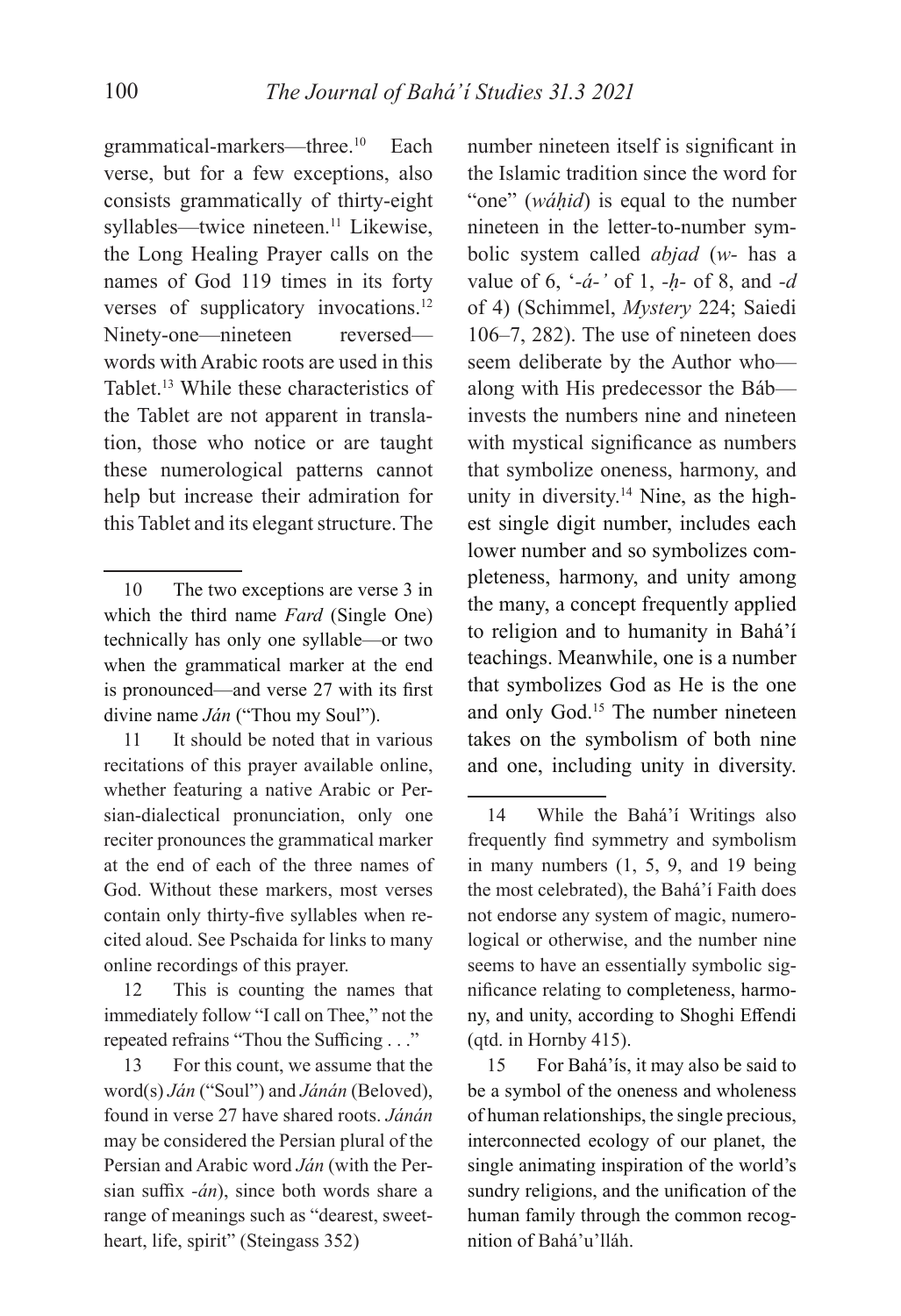grammatical-markers—three.[10] Each verse, but for a few exceptions, also consists grammatically of thirty-eight syllables—twice nineteen.[11] Likewise, the Long Healing Prayer calls on the names of God 119 times in its forty verses of supplicatory invocations.[12] Ninety-one—nineteen reversed—words with Arabic roots are used in this Tablet.[13] While these characteristics of the Tablet are not apparent in translation, those who notice or are taught these numerological patterns cannot help but increase their admiration for this Tablet and its elegant structure. The number nineteen itself is significant in the Islamic tradition since the word for "one" (*wáḥid*) is equal to the number nineteen in the letter-to-number symbolic system called *abjad* (*w-* has a value of 6, '*-á-'* of 1, *-ḥ-* of 8, and *-d* of 4) (Schimmel, *Mystery* 224; Saiedi 106–7, 282). The use of nineteen does seem deliberate by the Author who—along with His predecessor the Báb—invests the numbers nine and nineteen with mystical significance as numbers that symbolize oneness, harmony, and unity in diversity.[14] Nine, as the highest single digit number, includes each lower number and so symbolizes completeness, harmony, and unity among the many, a concept frequently applied to religion and to humanity in Bahá'í teachings. Meanwhile, one is a number that symbolizes God as He is the one and only God.[15] The number nineteen takes on the symbolism of both nine and one, including unity in diversity.

---

10 The two exceptions are verse 3 in which the third name *Fard* (Single One) technically has only one syllable—or two when the grammatical marker at the end is pronounced—and verse 27 with its first divine name *Ján* ("Thou my Soul").

11 It should be noted that in various recitations of this prayer available online, whether featuring a native Arabic or Persian-dialectical pronunciation, only one reciter pronounces the grammatical marker at the end of each of the three names of God. Without these markers, most verses contain only thirty-five syllables when recited aloud. See Pschaida for links to many online recordings of this prayer.

12 This is counting the names that immediately follow "I call on Thee," not the repeated refrains "Thou the Sufficing . . ."

13 For this count, we assume that the word(s) *Ján* ("Soul") and *Jánán* (Beloved), found in verse 27 have shared roots. *Jánán* may be considered the Persian plural of the Persian and Arabic word *Ján* (with the Persian suffix *-án*), since both words share a range of meanings such as "dearest, sweetheart, life, spirit" (Steingass 352)

14 While the Bahá'í Writings also frequently find symmetry and symbolism in many numbers (1, 5, 9, and 19 being the most celebrated), the Bahá'í Faith does not endorse any system of magic, numerological or otherwise, and the number nine seems to have an essentially symbolic significance relating to completeness, harmony, and unity, according to Shoghi Effendi (qtd. in Hornby 415).

15 For Bahá'ís, it may also be said to be a symbol of the oneness and wholeness of human relationships, the single precious, interconnected ecology of our planet, the single animating inspiration of the world's sundry religions, and the unification of the human family through the common recognition of Bahá'u'lláh.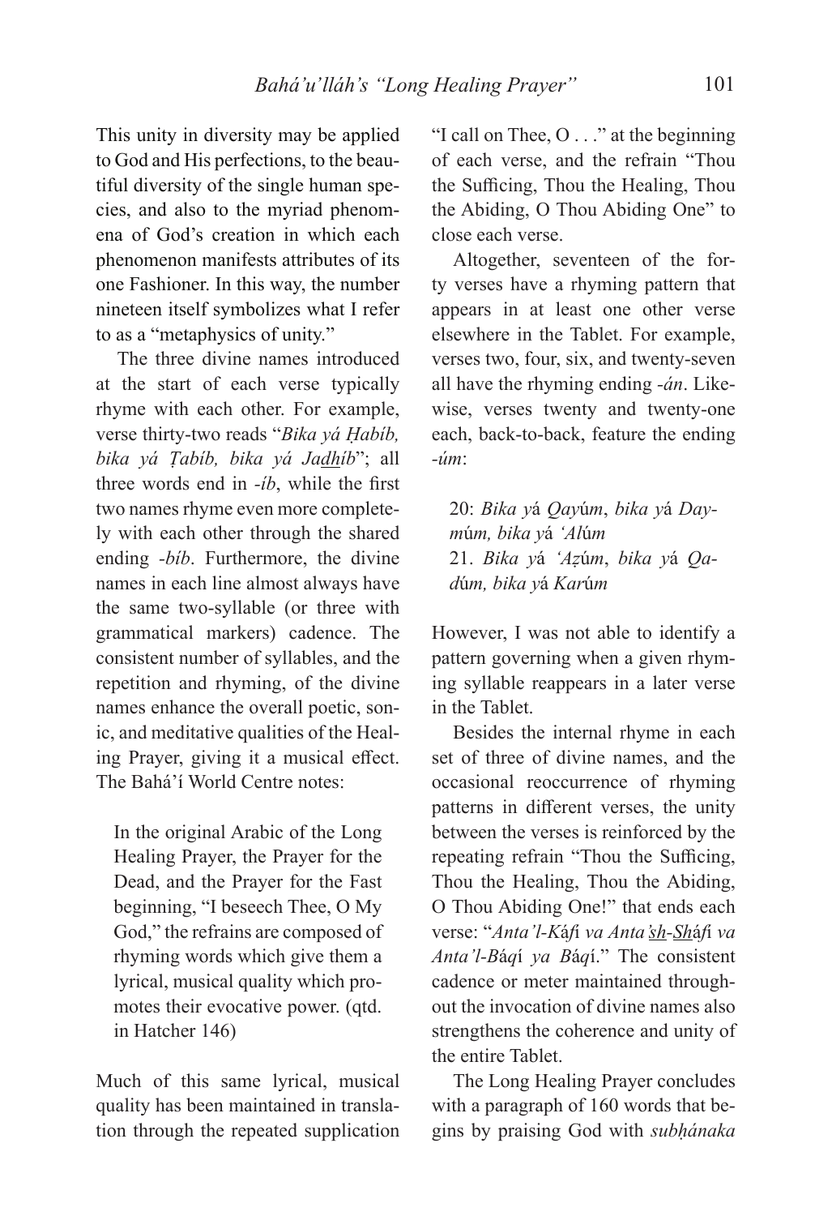This unity in diversity may be applied to God and His perfections, to the beautiful diversity of the single human species, and also to the myriad phenomena of God's creation in which each phenomenon manifests attributes of its one Fashioner. In this way, the number nineteen itself symbolizes what I refer to as a "metaphysics of unity."

The three divine names introduced at the start of each verse typically rhyme with each other. For example, verse thirty-two reads "*Bika yá Ḥabíb, bika yá Ṭabíb, bika yá Ja<u>dh</u>íb*"; all three words end in *-íb*, while the first two names rhyme even more completely with each other through the shared ending *-bíb*. Furthermore, the divine names in each line almost always have the same two-syllable (or three with grammatical markers) cadence. The consistent number of syllables, and the repetition and rhyming, of the divine names enhance the overall poetic, sonic, and meditative qualities of the Healing Prayer, giving it a musical effect. The Bahá'í World Centre notes:

> In the original Arabic of the Long Healing Prayer, the Prayer for the Dead, and the Prayer for the Fast beginning, "I beseech Thee, O My God," the refrains are composed of rhyming words which give them a lyrical, musical quality which promotes their evocative power. (qtd. in Hatcher 146)

Much of this same lyrical, musical quality has been maintained in translation through the repeated supplication "I call on Thee, O . . ." at the beginning of each verse, and the refrain "Thou the Sufficing, Thou the Healing, Thou the Abiding, O Thou Abiding One" to close each verse.

Altogether, seventeen of the forty verses have a rhyming pattern that appears in at least one other verse elsewhere in the Tablet. For example, verses two, four, six, and twenty-seven all have the rhyming ending *-án*. Likewise, verses twenty and twenty-one each, back-to-back, feature the ending *-úm*:

> 20: *Bika yá Qayúm*, *bika yá Daymúm, bika yá 'Alúm*
> 21. *Bika yá 'Aẓúm*, *bika yá Qadúm, bika yá Karúm*

However, I was not able to identify a pattern governing when a given rhyming syllable reappears in a later verse in the Tablet.

Besides the internal rhyme in each set of three of divine names, and the occasional reoccurrence of rhyming patterns in different verses, the unity between the verses is reinforced by the repeating refrain "Thou the Sufficing, Thou the Healing, Thou the Abiding, O Thou Abiding One!" that ends each verse: "*Anta'l-Káfí va Anta'<u>sh</u>-<u>Sh</u>áfí va Anta'l-Báqí ya Báqí*." The consistent cadence or meter maintained throughout the invocation of divine names also strengthens the coherence and unity of the entire Tablet.

The Long Healing Prayer concludes with a paragraph of 160 words that begins by praising God with *subḥánaka*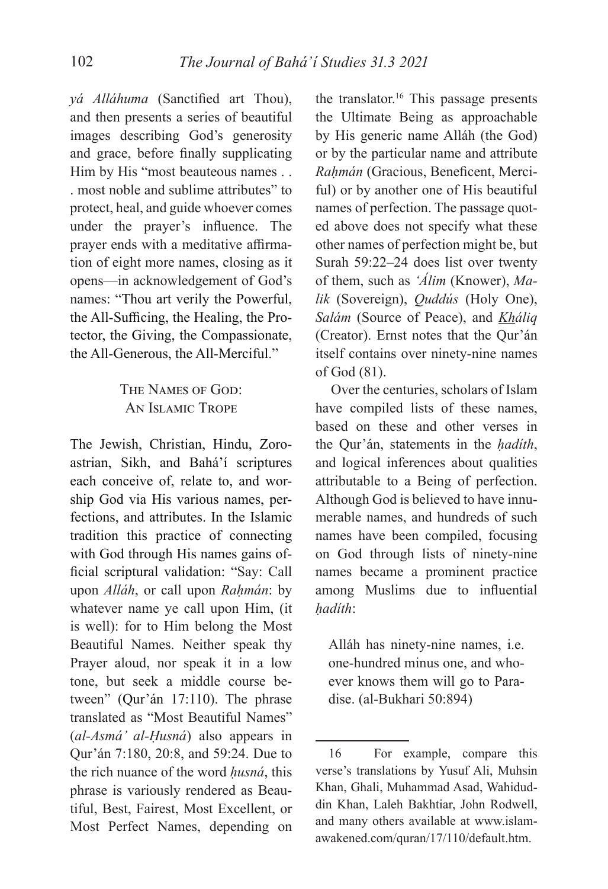*yá Alláhuma* (Sanctified art Thou), and then presents a series of beautiful images describing God's generosity and grace, before finally supplicating Him by His "most beauteous names . . . most noble and sublime attributes" to protect, heal, and guide whoever comes under the prayer's influence. The prayer ends with a meditative affirmation of eight more names, closing as it opens—in acknowledgement of God's names: "Thou art verily the Powerful, the All-Sufficing, the Healing, the Protector, the Giving, the Compassionate, the All-Generous, the All-Merciful."

## The Names of God: An Islamic Trope

The Jewish, Christian, Hindu, Zoroastrian, Sikh, and Bahá'í scriptures each conceive of, relate to, and worship God via His various names, perfections, and attributes. In the Islamic tradition this practice of connecting with God through His names gains official scriptural validation: "Say: Call upon *Alláh*, or call upon *Raḥmán*: by whatever name ye call upon Him, (it is well): for to Him belong the Most Beautiful Names. Neither speak thy Prayer aloud, nor speak it in a low tone, but seek a middle course between" (Qur'án 17:110). The phrase translated as "Most Beautiful Names" (*al-Asmá' al-Ḥusná*) also appears in Qur'án 7:180, 20:8, and 59:24. Due to the rich nuance of the word *ḥusná*, this phrase is variously rendered as Beautiful, Best, Fairest, Most Excellent, or Most Perfect Names, depending on the translator.[16] This passage presents the Ultimate Being as approachable by His generic name Alláh (the God) or by the particular name and attribute *Raḥmán* (Gracious, Beneficent, Merciful) or by another one of His beautiful names of perfection. The passage quoted above does not specify what these other names of perfection might be, but Surah 59:22–24 does list over twenty of them, such as *'Álim* (Knower), *Malik* (Sovereign), *Quddús* (Holy One), *Salám* (Source of Peace), and *Kháliq* (Creator). Ernst notes that the Qur'án itself contains over ninety-nine names of God (81).

Over the centuries, scholars of Islam have compiled lists of these names, based on these and other verses in the Qur'án, statements in the *ḥadíth*, and logical inferences about qualities attributable to a Being of perfection. Although God is believed to have innumerable names, and hundreds of such names have been compiled, focusing on God through lists of ninety-nine names became a prominent practice among Muslims due to influential *ḥadíth*:

> Alláh has ninety-nine names, i.e. one-hundred minus one, and whoever knows them will go to Paradise. (al-Bukhari 50:894)

---

16 For example, compare this verse's translations by Yusuf Ali, Muhsin Khan, Ghali, Muhammad Asad, Wahiduddin Khan, Laleh Bakhtiar, John Rodwell, and many others available at www.islamawakened.com/quran/17/110/default.htm.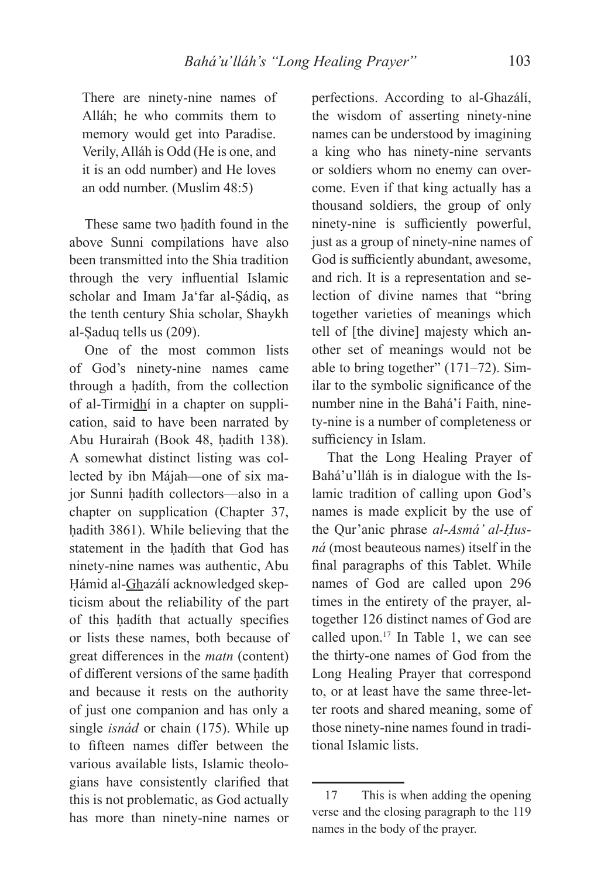> There are ninety-nine names of Alláh; he who commits them to memory would get into Paradise. Verily, Alláh is Odd (He is one, and it is an odd number) and He loves an odd number. (Muslim 48:5)

These same two ḥadíth found in the above Sunni compilations have also been transmitted into the Shia tradition through the very influential Islamic scholar and Imam Ja'far al-Ṣádiq, as the tenth century Shia scholar, Shaykh al-Ṣaduq tells us (209).

One of the most common lists of God's ninety-nine names came through a ḥadíth, from the collection of al-Tirmidhí in a chapter on supplication, said to have been narrated by Abu Hurairah (Book 48, ḥadith 138). A somewhat distinct listing was collected by ibn Májah—one of six major Sunni ḥadíth collectors—also in a chapter on supplication (Chapter 37, ḥadith 3861). While believing that the statement in the ḥadíth that God has ninety-nine names was authentic, Abu Ḥámid al-Ghazálí acknowledged skepticism about the reliability of the part of this ḥadíth that actually specifies or lists these names, both because of great differences in the *matn* (content) of different versions of the same ḥadíth and because it rests on the authority of just one companion and has only a single *isnád* or chain (175). While up to fifteen names differ between the various available lists, Islamic theologians have consistently clarified that this is not problematic, as God actually has more than ninety-nine names or perfections. According to al-Ghazálí, the wisdom of asserting ninety-nine names can be understood by imagining a king who has ninety-nine servants or soldiers whom no enemy can overcome. Even if that king actually has a thousand soldiers, the group of only ninety-nine is sufficiently powerful, just as a group of ninety-nine names of God is sufficiently abundant, awesome, and rich. It is a representation and selection of divine names that "bring together varieties of meanings which tell of [the divine] majesty which another set of meanings would not be able to bring together" (171–72). Similar to the symbolic significance of the number nine in the Bahá'í Faith, ninety-nine is a number of completeness or sufficiency in Islam.

That the Long Healing Prayer of Bahá'u'lláh is in dialogue with the Islamic tradition of calling upon God's names is made explicit by the use of the Qur'anic phrase *al-Asmá' al-Ḥusná* (most beauteous names) itself in the final paragraphs of this Tablet. While names of God are called upon 296 times in the entirety of the prayer, altogether 126 distinct names of God are called upon.[17] In Table 1, we can see the thirty-one names of God from the Long Healing Prayer that correspond to, or at least have the same three-letter roots and shared meaning, some of those ninety-nine names found in traditional Islamic lists.

---

[17] This is when adding the opening verse and the closing paragraph to the 119 names in the body of the prayer.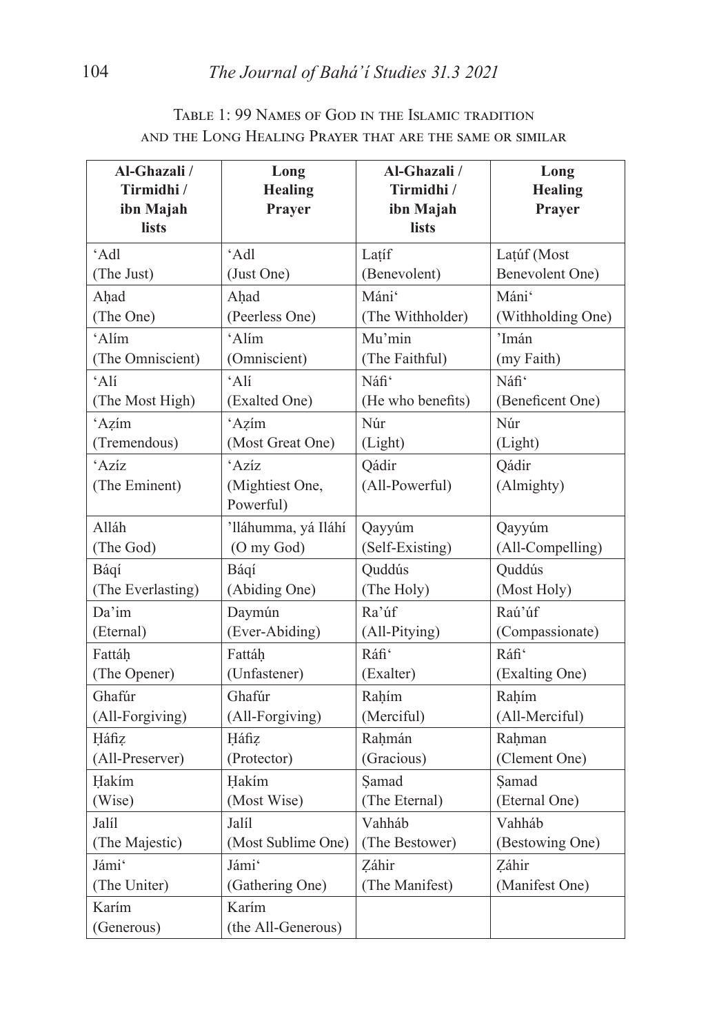Table 1: 99 Names of God in the Islamic tradition and the Long Healing Prayer that are the same or similar

| Al-Ghazali / Tirmidhi / ibn Majah lists | Long Healing Prayer | Al-Ghazali / Tirmidhi / ibn Majah lists | Long Healing Prayer |
|---|---|---|---|
| ‘Adl (The Just) | ‘Adl (Just One) | Laṭíf (Benevolent) | Laṭúf (Most Benevolent One) |
| Aḥad (The One) | Aḥad (Peerless One) | Máni‘ (The Withholder) | Máni‘ (Withholding One) |
| ‘Alím (The Omniscient) | ‘Alím (Omniscient) | Mu’min (The Faithful) | ’Imán (my Faith) |
| ‘Alí (The Most High) | ‘Alí (Exalted One) | Náfi‘ (He who benefits) | Náfi‘ (Beneficent One) |
| ‘Aẓím (Tremendous) | ‘Aẓím (Most Great One) | Núr (Light) | Núr (Light) |
| ‘Azíz (The Eminent) | ‘Azíz (Mightiest One, Powerful) | Qádir (All-Powerful) | Qádir (Almighty) |
| Alláh (The God) | ’lláhumma, yá Iláhí (O my God) | Qayyúm (Self-Existing) | Qayyúm (All-Compelling) |
| Báqí (The Everlasting) | Báqí (Abiding One) | Quddús (The Holy) | Quddús (Most Holy) |
| Da’im (Eternal) | Daymún (Ever-Abiding) | Ra’úf (All-Pitying) | Raú’úf (Compassionate) |
| Fattáḥ (The Opener) | Fattáḥ (Unfastener) | Ráfi‘ (Exalter) | Ráfi‘ (Exalting One) |
| Ghafúr (All-Forgiving) | Ghafúr (All-Forgiving) | Raḥím (Merciful) | Raḥím (All-Merciful) |
| Ḥáfiẓ (All-Preserver) | Ḥáfiẓ (Protector) | Raḥmán (Gracious) | Raḥman (Clement One) |
| Ḥakím (Wise) | Ḥakím (Most Wise) | Ṣamad (The Eternal) | Ṣamad (Eternal One) |
| Jalíl (The Majestic) | Jalíl (Most Sublime One) | Vahháb (The Bestower) | Vahháb (Bestowing One) |
| Jámi‘ (The Uniter) | Jámi‘ (Gathering One) | Ẓáhir (The Manifest) | Ẓáhir (Manifest One) |
| Karím (Generous) | Karím (the All-Generous) | | |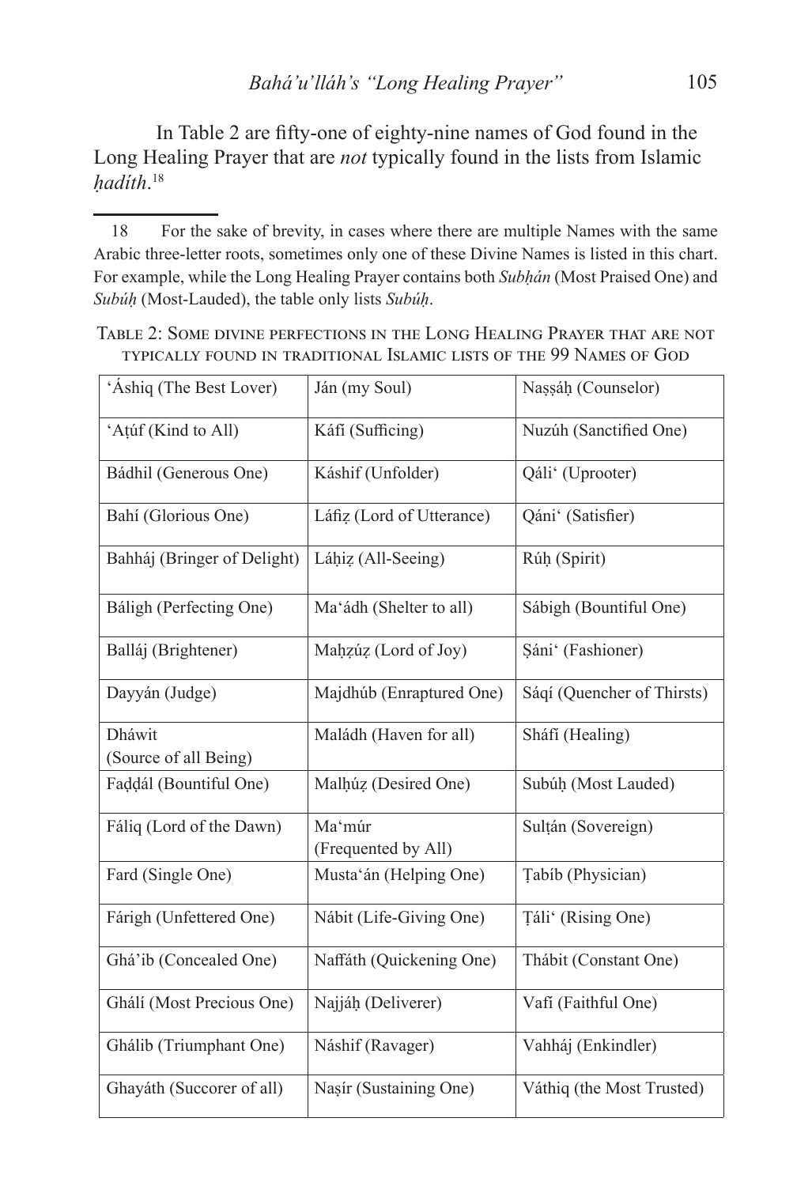In Table 2 are fifty-one of eighty-nine names of God found in the Long Healing Prayer that are *not* typically found in the lists from Islamic *ḥadíth*.[18]

Table 2: Some divine perfections in the Long Healing Prayer that are not typically found in traditional Islamic lists of the 99 Names of God

| | | |
|---|---|---|
| ‘Áshiq (The Best Lover) | Ján (my Soul) | Naṣṣáḥ (Counselor) |
| ‘Aṭúf (Kind to All) | Káfí (Sufficing) | Nuzúh (Sanctified One) |
| Bádhil (Generous One) | Káshif (Unfolder) | Qáli‘ (Uprooter) |
| Bahí (Glorious One) | Láfiẓ (Lord of Utterance) | Qáni‘ (Satisfier) |
| Bahháj (Bringer of Delight) | Láḥiẓ (All-Seeing) | Rúḥ (Spirit) |
| Báligh (Perfecting One) | Ma‘ádh (Shelter to all) | Sábigh (Bountiful One) |
| Balláj (Brightener) | Maḥẓúẓ (Lord of Joy) | Ṣáni‘ (Fashioner) |
| Dayyán (Judge) | Majdhúb (Enraptured One) | Sáqí (Quencher of Thirsts) |
| Dháwit (Source of all Being) | Maládh (Haven for all) | Sháfí (Healing) |
| Faḍḍál (Bountiful One) | Malḥúẓ (Desired One) | Subúḥ (Most Lauded) |
| Fáliq (Lord of the Dawn) | Ma‘múr (Frequented by All) | Sulṭán (Sovereign) |
| Fard (Single One) | Musta‘án (Helping One) | Ṭabíb (Physician) |
| Fárigh (Unfettered One) | Nábit (Life-Giving One) | Ṭáli‘ (Rising One) |
| Ghá’ib (Concealed One) | Naffáth (Quickening One) | Thábit (Constant One) |
| Ghálí (Most Precious One) | Najjáḥ (Deliverer) | Vafí (Faithful One) |
| Ghálib (Triumphant One) | Náshif (Ravager) | Vahháj (Enkindler) |
| Ghayáth (Succorer of all) | Naṣír (Sustaining One) | Váthiq (the Most Trusted) |

18 For the sake of brevity, in cases where there are multiple Names with the same Arabic three-letter roots, sometimes only one of these Divine Names is listed in this chart. For example, while the Long Healing Prayer contains both *Subḥán* (Most Praised One) and *Subúḥ* (Most-Lauded), the table only lists *Subúḥ*.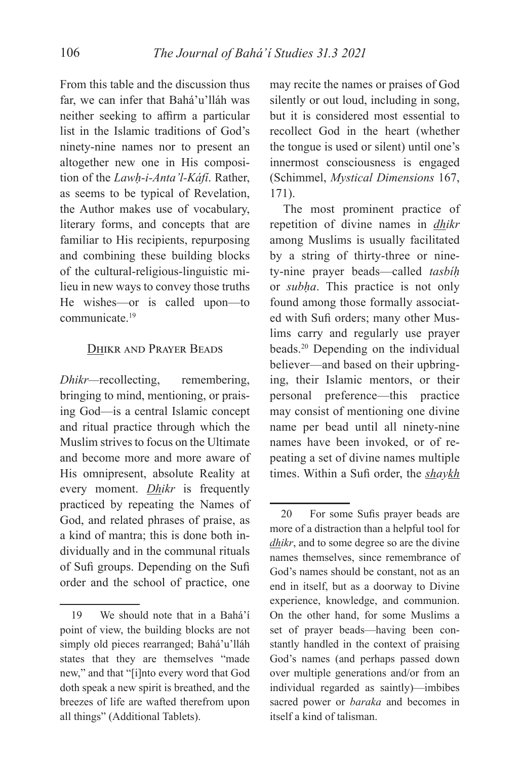From this table and the discussion thus far, we can infer that Bahá'u'lláh was neither seeking to affirm a particular list in the Islamic traditions of God's ninety-nine names nor to present an altogether new one in His composition of the *Lawḥ-i-Anta'l-Káfí*. Rather, as seems to be typical of Revelation, the Author makes use of vocabulary, literary forms, and concepts that are familiar to His recipients, repurposing and combining these building blocks of the cultural-religious-linguistic milieu in new ways to convey those truths He wishes—or is called upon—to communicate.[19]

## Dhikr and Prayer Beads

*Dhikr*—recollecting, remembering, bringing to mind, mentioning, or praising God—is a central Islamic concept and ritual practice through which the Muslim strives to focus on the Ultimate and become more and more aware of His omnipresent, absolute Reality at every moment. *Dhikr* is frequently practiced by repeating the Names of God, and related phrases of praise, as a kind of mantra; this is done both individually and in the communal rituals of Sufi groups. Depending on the Sufi order and the school of practice, one may recite the names or praises of God silently or out loud, including in song, but it is considered most essential to recollect God in the heart (whether the tongue is used or silent) until one's innermost consciousness is engaged (Schimmel, *Mystical Dimensions* 167, 171).

The most prominent practice of repetition of divine names in *dhikr* among Muslims is usually facilitated by a string of thirty-three or ninety-nine prayer beads—called *tasbíḥ* or *subḥa*. This practice is not only found among those formally associated with Sufi orders; many other Muslims carry and regularly use prayer beads.[20] Depending on the individual believer—and based on their upbringing, their Islamic mentors, or their personal preference—this practice may consist of mentioning one divine name per bead until all ninety-nine names have been invoked, or of repeating a set of divine names multiple times. Within a Sufi order, the *shaykh*

---

19 We should note that in a Bahá'í point of view, the building blocks are not simply old pieces rearranged; Bahá'u'lláh states that they are themselves "made new," and that "[i]nto every word that God doth speak a new spirit is breathed, and the breezes of life are wafted therefrom upon all things" (Additional Tablets).

20 For some Sufis prayer beads are more of a distraction than a helpful tool for *dhikr*, and to some degree so are the divine names themselves, since remembrance of God's names should be constant, not as an end in itself, but as a doorway to Divine experience, knowledge, and communion. On the other hand, for some Muslims a set of prayer beads—having been constantly handled in the context of praising God's names (and perhaps passed down over multiple generations and/or from an individual regarded as saintly)—imbibes sacred power or *baraka* and becomes in itself a kind of talisman.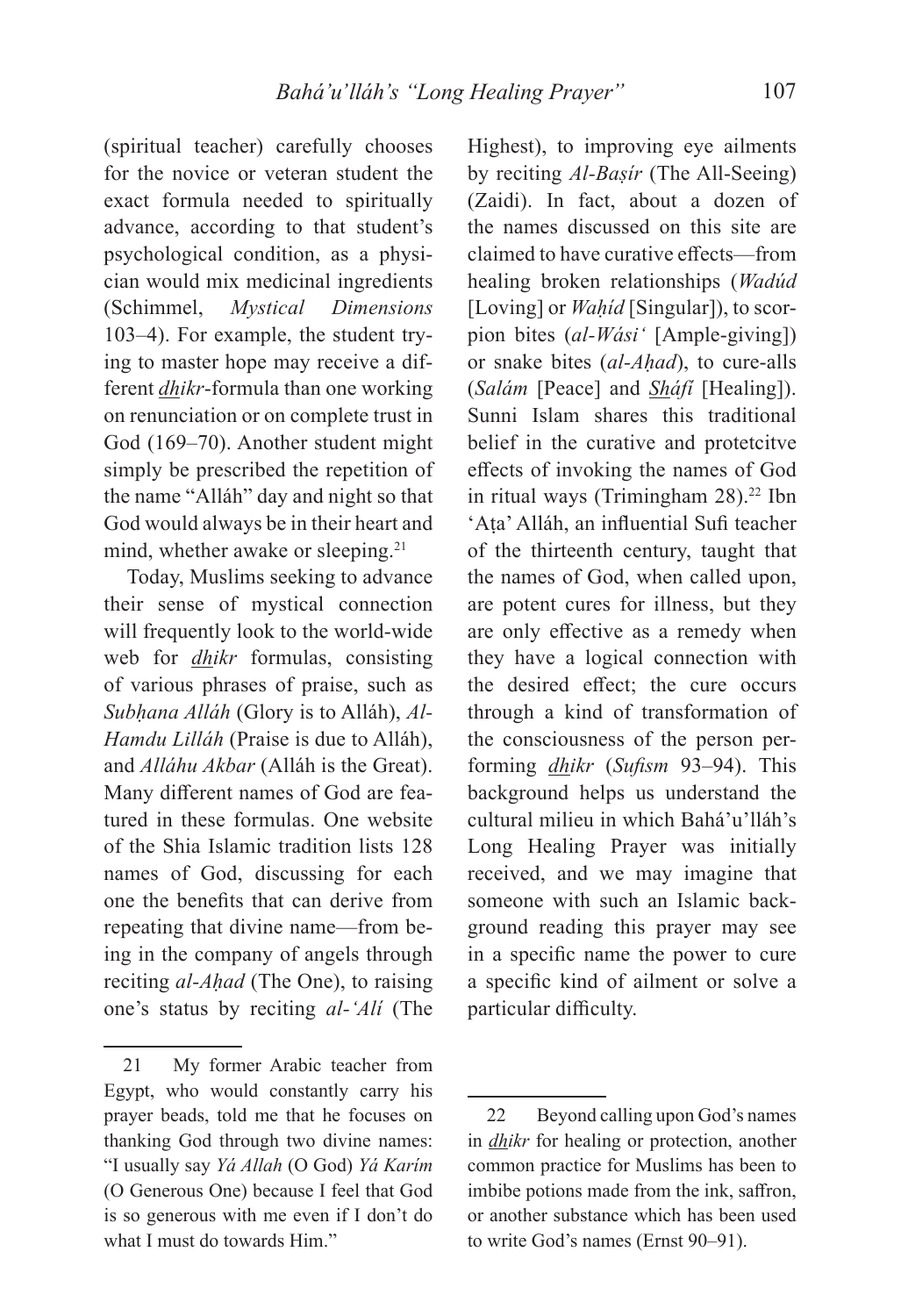(spiritual teacher) carefully chooses for the novice or veteran student the exact formula needed to spiritually advance, according to that student's psychological condition, as a physician would mix medicinal ingredients (Schimmel, *Mystical Dimensions* 103–4). For example, the student trying to master hope may receive a different <u>dh</u>*ikr*-formula than one working on renunciation or on complete trust in God (169–70). Another student might simply be prescribed the repetition of the name "Alláh" day and night so that God would always be in their heart and mind, whether awake or sleeping.[21]

Today, Muslims seeking to advance their sense of mystical connection will frequently look to the world-wide web for <u>dh</u>*ikr* formulas, consisting of various phrases of praise, such as *Subḥana Alláh* (Glory is to Alláh), *Al-Hamdu Lilláh* (Praise is due to Alláh), and *Alláhu Akbar* (Alláh is the Great). Many different names of God are featured in these formulas. One website of the Shia Islamic tradition lists 128 names of God, discussing for each one the benefits that can derive from repeating that divine name—from being in the company of angels through reciting *al-Aḥad* (The One), to raising one's status by reciting *al-'Alí* (The Highest), to improving eye ailments by reciting *Al-Baṣír* (The All-Seeing) (Zaidi). In fact, about a dozen of the names discussed on this site are claimed to have curative effects—from healing broken relationships (*Wadúd* [Loving] or *Waḥíd* [Singular]), to scorpion bites (*al-Wási'* [Ample-giving]) or snake bites (*al-Aḥad*), to cure-alls (*Salám* [Peace] and <u>*Sh*</u>*áfí* [Healing]). Sunni Islam shares this traditional belief in the curative and protetcitve effects of invoking the names of God in ritual ways (Trimingham 28).[22] Ibn 'Aṭa' Alláh, an influential Sufi teacher of the thirteenth century, taught that the names of God, when called upon, are potent cures for illness, but they are only effective as a remedy when they have a logical connection with the desired effect; the cure occurs through a kind of transformation of the consciousness of the person performing <u>dh</u>*ikr* (*Sufism* 93–94). This background helps us understand the cultural milieu in which Bahá'u'lláh's Long Healing Prayer was initially received, and we may imagine that someone with such an Islamic background reading this prayer may see in a specific name the power to cure a specific kind of ailment or solve a particular difficulty.

---

21 My former Arabic teacher from Egypt, who would constantly carry his prayer beads, told me that he focuses on thanking God through two divine names: "I usually say *Yá Allah* (O God) *Yá Karím* (O Generous One) because I feel that God is so generous with me even if I don't do what I must do towards Him."

22 Beyond calling upon God's names in <u>dh</u>*ikr* for healing or protection, another common practice for Muslims has been to imbibe potions made from the ink, saffron, or another substance which has been used to write God's names (Ernst 90–91).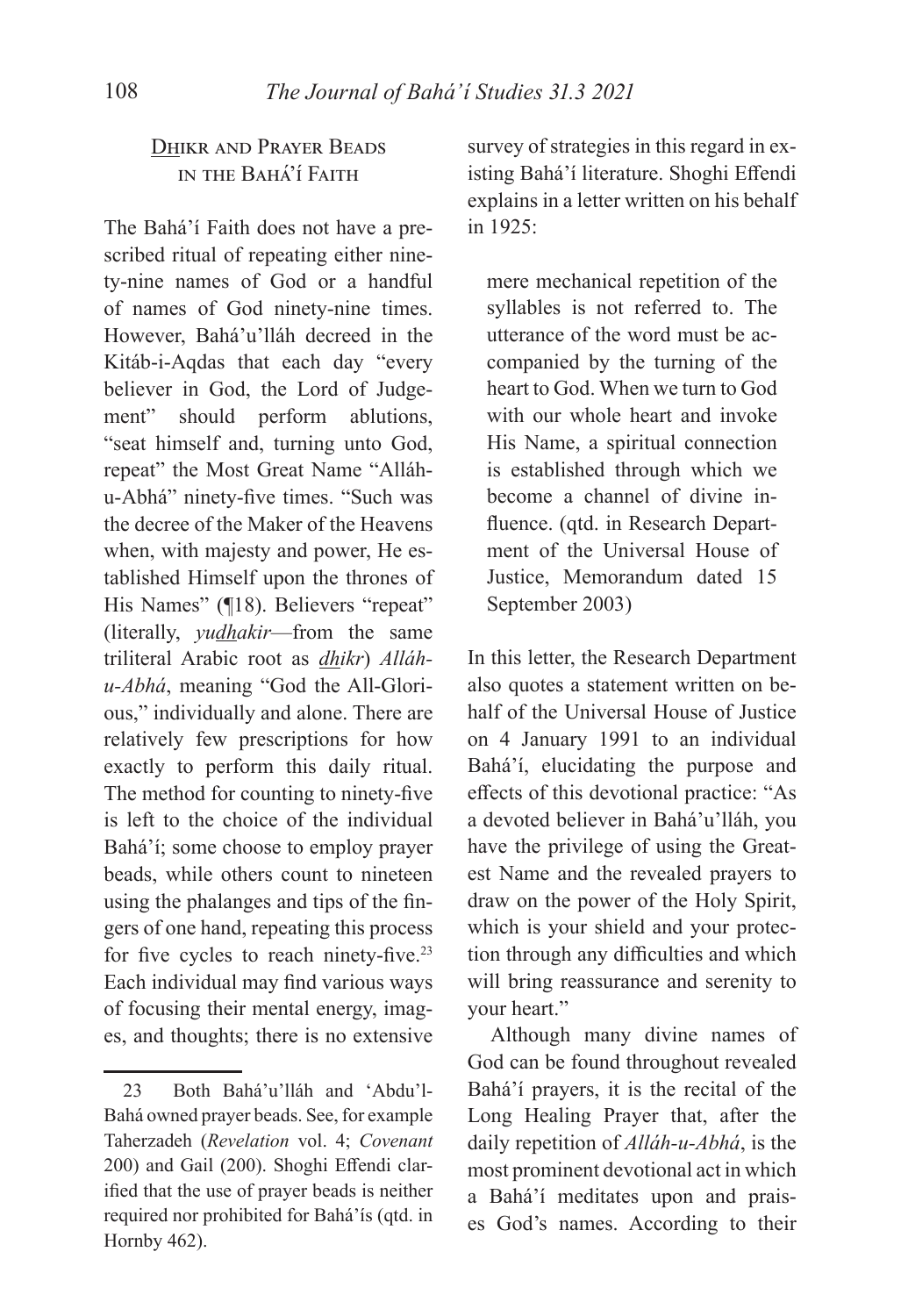## Dhikr and Prayer Beads in the Bahá'í Faith

The Bahá'í Faith does not have a prescribed ritual of repeating either ninety-nine names of God or a handful of names of God ninety-nine times. However, Bahá'u'lláh decreed in the Kitáb-i-Aqdas that each day "every believer in God, the Lord of Judgement" should perform ablutions, "seat himself and, turning unto God, repeat" the Most Great Name "Alláh-u-Abhá" ninety-five times. "Such was the decree of the Maker of the Heavens when, with majesty and power, He established Himself upon the thrones of His Names" (¶18). Believers "repeat" (literally, *yudhakir*—from the same triliteral Arabic root as *dhikr*) *Alláh-u-Abhá*, meaning "God the All-Glorious," individually and alone. There are relatively few prescriptions for how exactly to perform this daily ritual. The method for counting to ninety-five is left to the choice of the individual Bahá'í; some choose to employ prayer beads, while others count to nineteen using the phalanges and tips of the fingers of one hand, repeating this process for five cycles to reach ninety-five.[23] Each individual may find various ways of focusing their mental energy, images, and thoughts; there is no extensive survey of strategies in this regard in existing Bahá'í literature. Shoghi Effendi explains in a letter written on his behalf in 1925:

> mere mechanical repetition of the syllables is not referred to. The utterance of the word must be accompanied by the turning of the heart to God. When we turn to God with our whole heart and invoke His Name, a spiritual connection is established through which we become a channel of divine influence. (qtd. in Research Department of the Universal House of Justice, Memorandum dated 15 September 2003)

In this letter, the Research Department also quotes a statement written on behalf of the Universal House of Justice on 4 January 1991 to an individual Bahá'í, elucidating the purpose and effects of this devotional practice: "As a devoted believer in Bahá'u'lláh, you have the privilege of using the Greatest Name and the revealed prayers to draw on the power of the Holy Spirit, which is your shield and your protection through any difficulties and which will bring reassurance and serenity to your heart."

Although many divine names of God can be found throughout revealed Bahá'í prayers, it is the recital of the Long Healing Prayer that, after the daily repetition of *Alláh-u-Abhá*, is the most prominent devotional act in which a Bahá'í meditates upon and praises God's names. According to their

---

[23] Both Bahá'u'lláh and 'Abdu'l-Bahá owned prayer beads. See, for example Taherzadeh (*Revelation* vol. 4; *Covenant* 200) and Gail (200). Shoghi Effendi clarified that the use of prayer beads is neither required nor prohibited for Bahá'ís (qtd. in Hornby 462).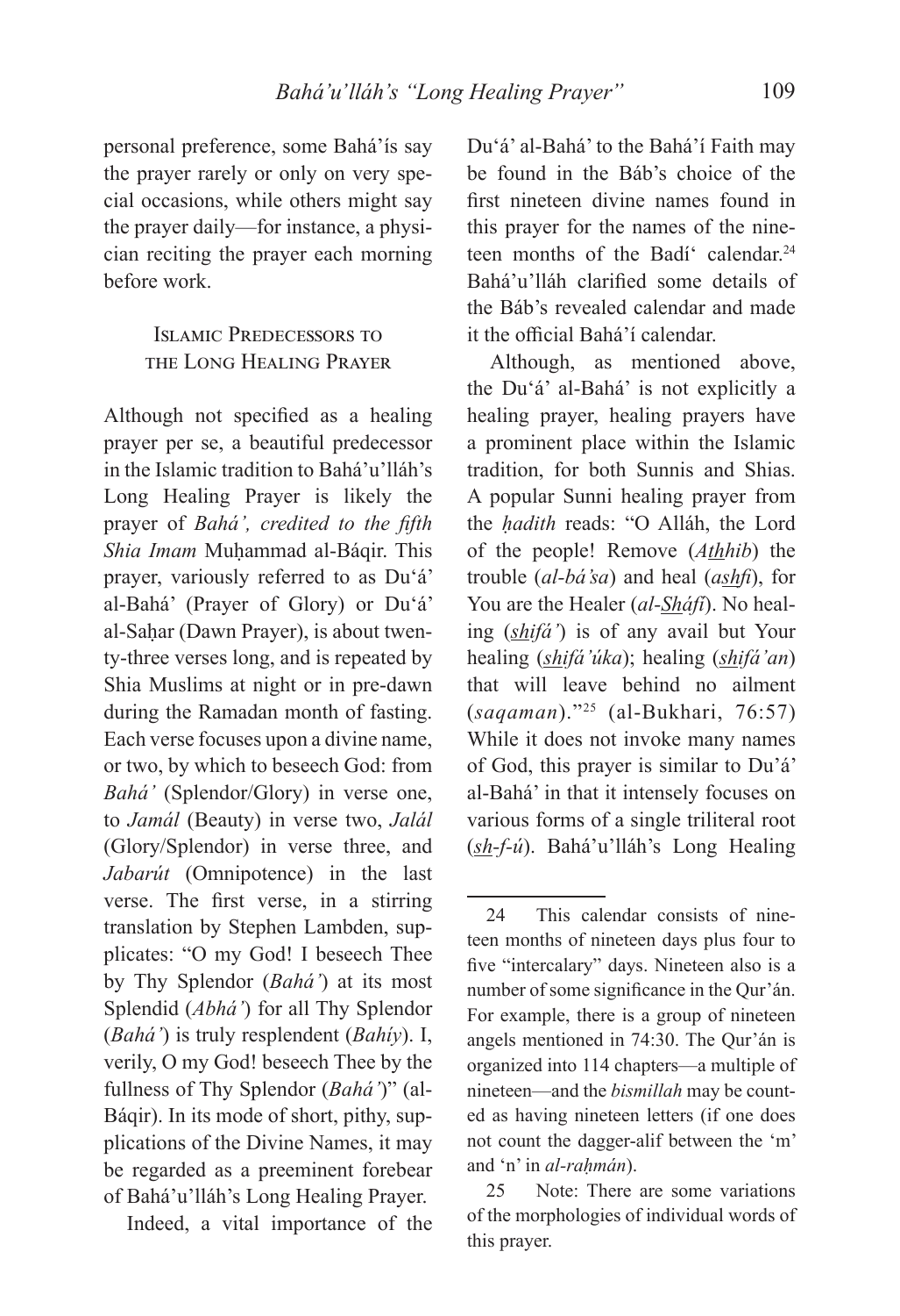personal preference, some Bahá'ís say the prayer rarely or only on very special occasions, while others might say the prayer daily—for instance, a physician reciting the prayer each morning before work.

## Islamic Predecessors to the Long Healing Prayer

Although not specified as a healing prayer per se, a beautiful predecessor in the Islamic tradition to Bahá'u'lláh's Long Healing Prayer is likely the prayer of *Bahá', credited to the fifth Shia Imam* Muḥammad al-Báqir. This prayer, variously referred to as Du'á' al-Bahá' (Prayer of Glory) or Du'á' al-Saḥar (Dawn Prayer), is about twenty-three verses long, and is repeated by Shia Muslims at night or in pre-dawn during the Ramadan month of fasting. Each verse focuses upon a divine name, or two, by which to beseech God: from *Bahá'* (Splendor/Glory) in verse one, to *Jamál* (Beauty) in verse two, *Jalál* (Glory/Splendor) in verse three, and *Jabarút* (Omnipotence) in the last verse. The first verse, in a stirring translation by Stephen Lambden, supplicates: "O my God! I beseech Thee by Thy Splendor (*Bahá'*) at its most Splendid (*Abhá'*) for all Thy Splendor (*Bahá'*) is truly resplendent (*Bahíy*). I, verily, O my God! beseech Thee by the fullness of Thy Splendor (*Bahá'*)" (al-Báqir). In its mode of short, pithy, supplications of the Divine Names, it may be regarded as a preeminent forebear of Bahá'u'lláh's Long Healing Prayer.

Indeed, a vital importance of the Du'á' al-Bahá' to the Bahá'í Faith may be found in the Báb's choice of the first nineteen divine names found in this prayer for the names of the nineteen months of the Badí' calendar.[24] Bahá'u'lláh clarified some details of the Báb's revealed calendar and made it the official Bahá'í calendar.

Although, as mentioned above, the Du'á' al-Bahá' is not explicitly a healing prayer, healing prayers have a prominent place within the Islamic tradition, for both Sunnis and Shias. A popular Sunni healing prayer from the *ḥadith* reads: "O Alláh, the Lord of the people! Remove (*Athhib*) the trouble (*al-bá'sa*) and heal (*ashfi*), for You are the Healer (*al-Sháfí*). No healing (*shifá'*) is of any avail but Your healing (*shifá'úka*); healing (*shifá'an*) that will leave behind no ailment (*saqaman*)."[25] (al-Bukhari, 76:57) While it does not invoke many names of God, this prayer is similar to Du'á' al-Bahá' in that it intensely focuses on various forms of a single triliteral root (*sh-f-ú*). Bahá'u'lláh's Long Healing

---

24 This calendar consists of nineteen months of nineteen days plus four to five "intercalary" days. Nineteen also is a number of some significance in the Qur'án. For example, there is a group of nineteen angels mentioned in 74:30. The Qur'án is organized into 114 chapters—a multiple of nineteen—and the *bismillah* may be counted as having nineteen letters (if one does not count the dagger-alif between the 'm' and 'n' in *al-raḥmán*).

25 Note: There are some variations of the morphologies of individual words of this prayer.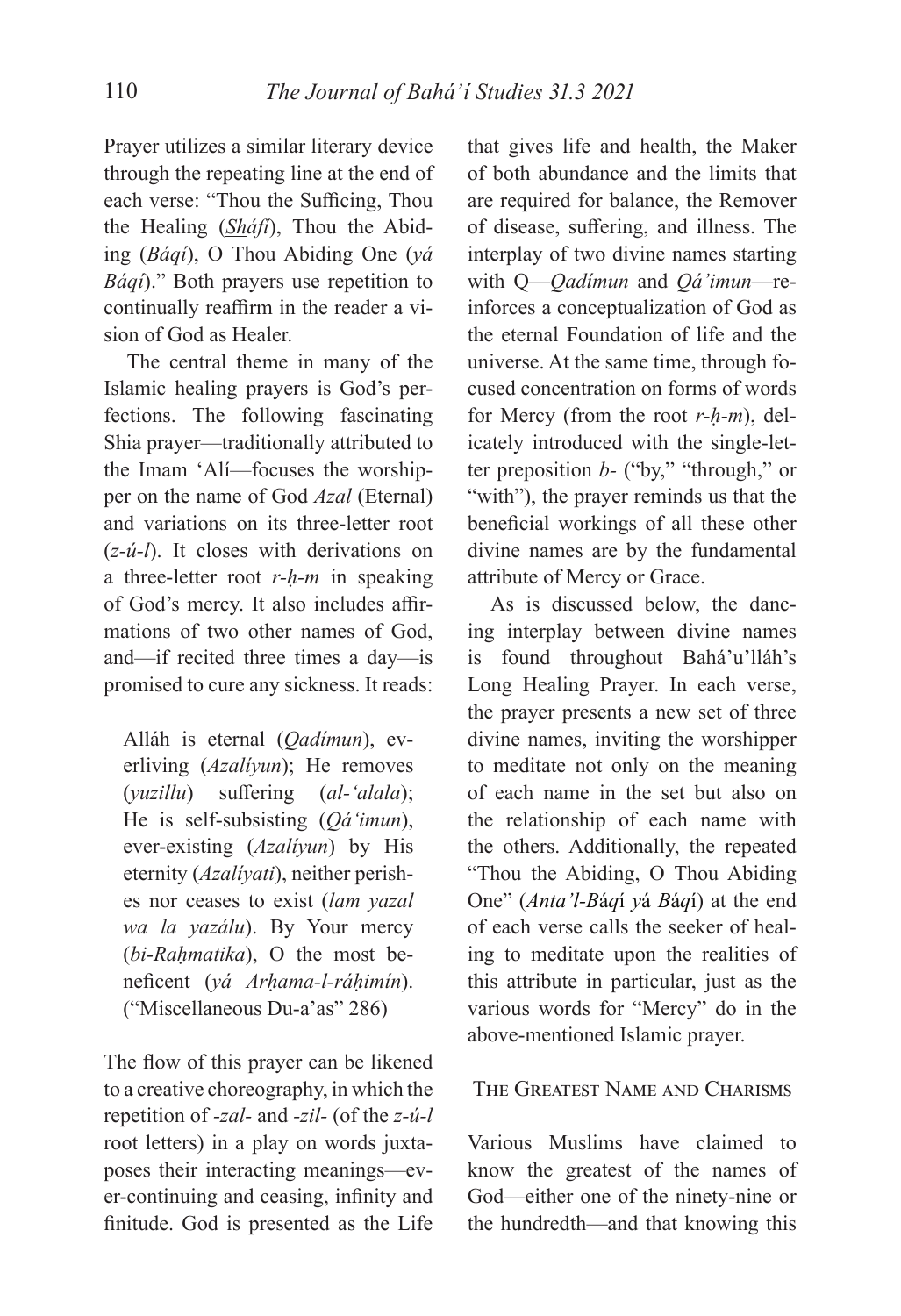Prayer utilizes a similar literary device through the repeating line at the end of each verse: "Thou the Sufficing, Thou the Healing (*Sháfí*), Thou the Abiding (*Báqí*), O Thou Abiding One (*yá Báqí*)." Both prayers use repetition to continually reaffirm in the reader a vision of God as Healer.

The central theme in many of the Islamic healing prayers is God's perfections. The following fascinating Shia prayer—traditionally attributed to the Imam 'Alí—focuses the worshipper on the name of God *Azal* (Eternal) and variations on its three-letter root (*z-ú-l*). It closes with derivations on a three-letter root *r-ḥ-m* in speaking of God's mercy. It also includes affirmations of two other names of God, and—if recited three times a day—is promised to cure any sickness. It reads:

> Alláh is eternal (*Qadímun*), everliving (*Azalíyun*); He removes (*yuzillu*) suffering (*al-'alala*); He is self-subsisting (*Qá'imun*), ever-existing (*Azalíyun*) by His eternity (*Azalíyati*), neither perishes nor ceases to exist (*lam yazal wa la yazálu*). By Your mercy (*bi-Raḥmatika*), O the most beneficent (*yá Arḥama-l-ráḥimín*). ("Miscellaneous Du-a'as" 286)

The flow of this prayer can be likened to a creative choreography, in which the repetition of *-zal-* and *-zil-* (of the *z-ú-l* root letters) in a play on words juxtaposes their interacting meanings—ever-continuing and ceasing, infinity and finitude. God is presented as the Life that gives life and health, the Maker of both abundance and the limits that are required for balance, the Remover of disease, suffering, and illness. The interplay of two divine names starting with Q—*Qadímun* and *Qá'imun*—reinforces a conceptualization of God as the eternal Foundation of life and the universe. At the same time, through focused concentration on forms of words for Mercy (from the root *r-ḥ-m*), delicately introduced with the single-letter preposition *b-* ("by," "through," or "with"), the prayer reminds us that the beneficial workings of all these other divine names are by the fundamental attribute of Mercy or Grace.

As is discussed below, the dancing interplay between divine names is found throughout Bahá'u'lláh's Long Healing Prayer. In each verse, the prayer presents a new set of three divine names, inviting the worshipper to meditate not only on the meaning of each name in the set but also on the relationship of each name with the others. Additionally, the repeated "Thou the Abiding, O Thou Abiding One" (*Anta'l-Báqí yá Báqí*) at the end of each verse calls the seeker of healing to meditate upon the realities of this attribute in particular, just as the various words for "Mercy" do in the above-mentioned Islamic prayer.

## The Greatest Name and Charisms

Various Muslims have claimed to know the greatest of the names of God—either one of the ninety-nine or the hundredth—and that knowing this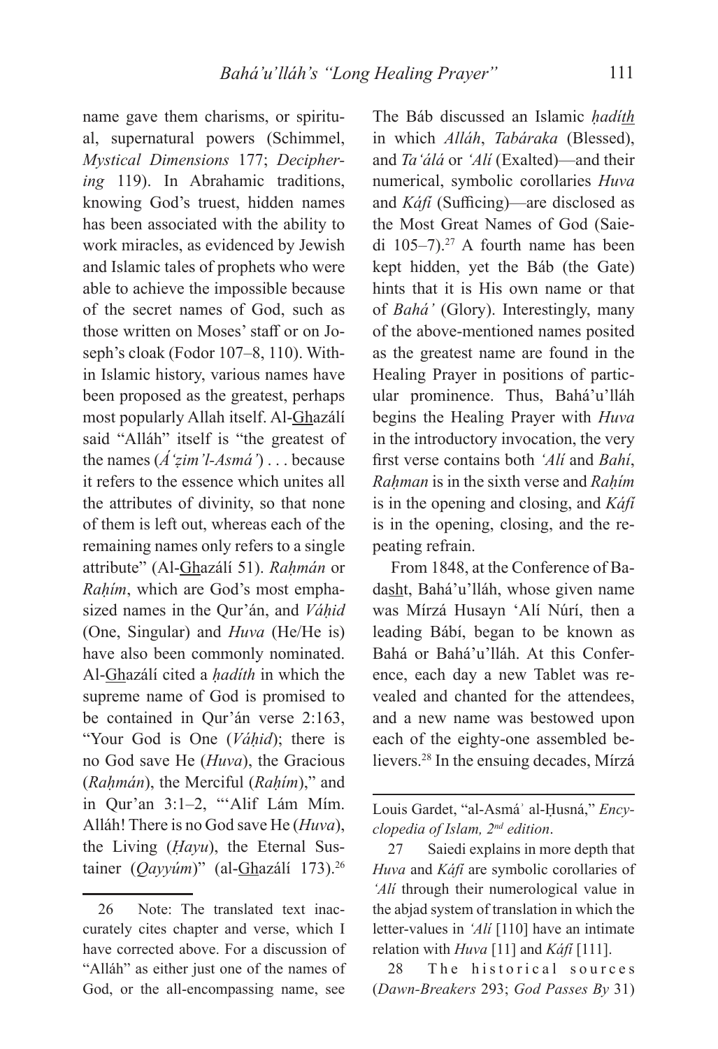name gave them charisms, or spiritual, supernatural powers (Schimmel, *Mystical Dimensions* 177; *Deciphering* 119). In Abrahamic traditions, knowing God's truest, hidden names has been associated with the ability to work miracles, as evidenced by Jewish and Islamic tales of prophets who were able to achieve the impossible because of the secret names of God, such as those written on Moses' staff or on Joseph's cloak (Fodor 107–8, 110). Within Islamic history, various names have been proposed as the greatest, perhaps most popularly Allah itself. Al-Ghazálí said "Alláh" itself is "the greatest of the names (*Á'ẓim'l-Asmá'*) . . . because it refers to the essence which unites all the attributes of divinity, so that none of them is left out, whereas each of the remaining names only refers to a single attribute" (Al-Ghazálí 51). *Raḥmán* or *Raḥím*, which are God's most emphasized names in the Qur'án, and *Váḥid* (One, Singular) and *Huva* (He/He is) have also been commonly nominated. Al-Ghazálí cited a *ḥadíth* in which the supreme name of God is promised to be contained in Qur'án verse 2:163, "Your God is One (*Váḥid*); there is no God save He (*Huva*), the Gracious (*Raḥmán*), the Merciful (*Raḥím*)," and in Qur'an 3:1–2, "'Alif Lám Mím. Alláh! There is no God save He (*Huva*), the Living (*Ḥayu*), the Eternal Sustainer (*Qayyúm*)" (al-Ghazálí 173).[26]

The Báb discussed an Islamic *ḥadíth* in which *Alláh*, *Tabáraka* (Blessed), and *Ta'álá* or *'Alí* (Exalted)—and their numerical, symbolic corollaries *Huva* and *Káfí* (Sufficing)—are disclosed as the Most Great Names of God (Saiedi 105–7).[27] A fourth name has been kept hidden, yet the Báb (the Gate) hints that it is His own name or that of *Bahá'* (Glory). Interestingly, many of the above-mentioned names posited as the greatest name are found in the Healing Prayer in positions of particular prominence. Thus, Bahá'u'lláh begins the Healing Prayer with *Huva* in the introductory invocation, the very first verse contains both *'Alí* and *Bahí*, *Raḥman* is in the sixth verse and *Raḥím* is in the opening and closing, and *Káfí* is in the opening, closing, and the repeating refrain.

From 1848, at the Conference of Badasht, Bahá'u'lláh, whose given name was Mírzá Husayn 'Alí Núrí, then a leading Bábí, began to be known as Bahá or Bahá'u'lláh. At this Conference, each day a new Tablet was revealed and chanted for the attendees, and a new name was bestowed upon each of the eighty-one assembled believers.[28] In the ensuing decades, Mírzá

---

26 Note: The translated text inaccurately cites chapter and verse, which I have corrected above. For a discussion of "Alláh" as either just one of the names of God, or the all-encompassing name, see Louis Gardet, "al-Asmá' al-Ḥusná," *Encyclopedia of Islam, 2nd edition*.

27 Saiedi explains in more depth that *Huva* and *Káfí* are symbolic corollaries of *'Alí* through their numerological value in the abjad system of translation in which the letter-values in *'Alí* [110] have an intimate relation with *Huva* [11] and *Káfí* [111].

28 The historical sources (*Dawn-Breakers* 293; *God Passes By* 31)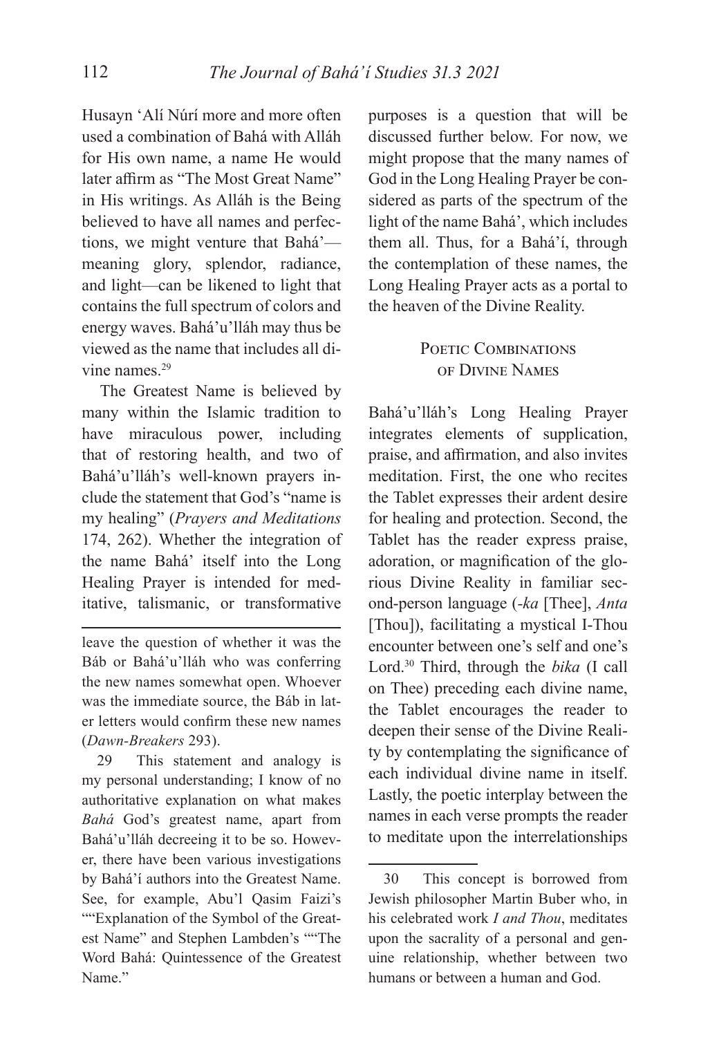Husayn ʻAlí Núrí more and more often used a combination of Bahá with Alláh for His own name, a name He would later affirm as "The Most Great Name" in His writings. As Alláh is the Being believed to have all names and perfections, we might venture that Bahá'—meaning glory, splendor, radiance, and light—can be likened to light that contains the full spectrum of colors and energy waves. Bahá'u'lláh may thus be viewed as the name that includes all divine names.[29]

The Greatest Name is believed by many within the Islamic tradition to have miraculous power, including that of restoring health, and two of Bahá'u'lláh's well-known prayers include the statement that God's "name is my healing" (*Prayers and Meditations* 174, 262). Whether the integration of the name Bahá' itself into the Long Healing Prayer is intended for meditative, talismanic, or transformative purposes is a question that will be discussed further below. For now, we might propose that the many names of God in the Long Healing Prayer be considered as parts of the spectrum of the light of the name Bahá', which includes them all. Thus, for a Bahá'í, through the contemplation of these names, the Long Healing Prayer acts as a portal to the heaven of the Divine Reality.

## Poetic Combinations of Divine Names

Bahá'u'lláh's Long Healing Prayer integrates elements of supplication, praise, and affirmation, and also invites meditation. First, the one who recites the Tablet expresses their ardent desire for healing and protection. Second, the Tablet has the reader express praise, adoration, or magnification of the glorious Divine Reality in familiar second-person language (*-ka* [Thee], *Anta* [Thou]), facilitating a mystical I-Thou encounter between one's self and one's Lord.[30] Third, through the *bika* (I call on Thee) preceding each divine name, the Tablet encourages the reader to deepen their sense of the Divine Reality by contemplating the significance of each individual divine name in itself. Lastly, the poetic interplay between the names in each verse prompts the reader to meditate upon the interrelationships

---

leave the question of whether it was the Báb or Bahá'u'lláh who was conferring the new names somewhat open. Whoever was the immediate source, the Báb in later letters would confirm these new names (*Dawn-Breakers* 293).

29 This statement and analogy is my personal understanding; I know of no authoritative explanation on what makes *Bahá* God's greatest name, apart from Bahá'u'lláh decreeing it to be so. However, there have been various investigations by Bahá'í authors into the Greatest Name. See, for example, Abu'l Qasim Faizi's ""Explanation of the Symbol of the Greatest Name" and Stephen Lambden's ""The Word Bahá: Quintessence of the Greatest Name."

30 This concept is borrowed from Jewish philosopher Martin Buber who, in his celebrated work *I and Thou*, meditates upon the sacrality of a personal and genuine relationship, whether between two humans or between a human and God.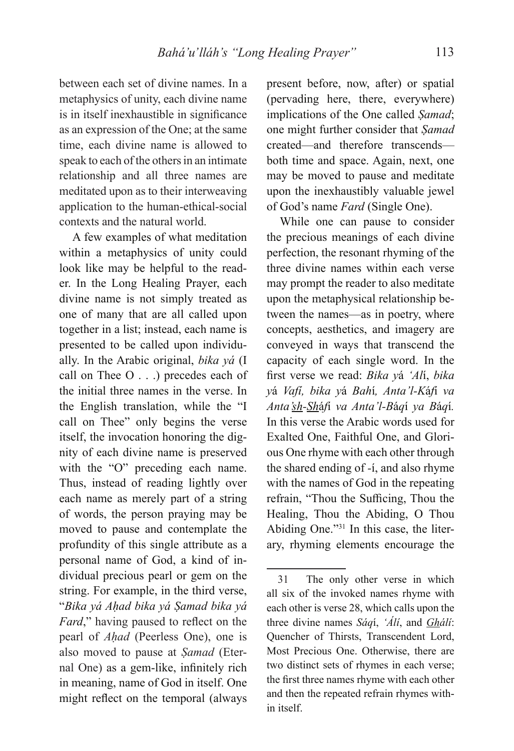between each set of divine names. In a metaphysics of unity, each divine name is in itself inexhaustible in significance as an expression of the One; at the same time, each divine name is allowed to speak to each of the others in an intimate relationship and all three names are meditated upon as to their interweaving application to the human-ethical-social contexts and the natural world.

A few examples of what meditation within a metaphysics of unity could look like may be helpful to the reader. In the Long Healing Prayer, each divine name is not simply treated as one of many that are all called upon together in a list; instead, each name is presented to be called upon individually. In the Arabic original, *bika yá* (I call on Thee O . . .) precedes each of the initial three names in the verse. In the English translation, while the "I call on Thee" only begins the verse itself, the invocation honoring the dignity of each divine name is preserved with the "O" preceding each name. Thus, instead of reading lightly over each name as merely part of a string of words, the person praying may be moved to pause and contemplate the profundity of this single attribute as a personal name of God, a kind of individual precious pearl or gem on the string. For example, in the third verse, "*Bika yá Aḥad bika yá Ṣamad bika yá Fard*," having paused to reflect on the pearl of *Aḥad* (Peerless One), one is also moved to pause at *Ṣamad* (Eternal One) as a gem-like, infinitely rich in meaning, name of God in itself. One might reflect on the temporal (always present before, now, after) or spatial (pervading here, there, everywhere) implications of the One called *Ṣamad*; one might further consider that *Ṣamad* created—and therefore transcends—both time and space. Again, next, one may be moved to pause and meditate upon the inexhaustibly valuable jewel of God's name *Fard* (Single One).

While one can pause to consider the precious meanings of each divine perfection, the resonant rhyming of the three divine names within each verse may prompt the reader to also meditate upon the metaphysical relationship between the names—as in poetry, where concepts, aesthetics, and imagery are conveyed in ways that transcend the capacity of each single word. In the first verse we read: *Bika yá 'Alí, bika yá Vafí, bika yá Bahí, Anta'l-Káfí va Anta'sh-Sháfí va Anta'l-Báqí ya Báqí.* In this verse the Arabic words used for Exalted One, Faithful One, and Glorious One rhyme with each other through the shared ending of -í, and also rhyme with the names of God in the repeating refrain, "Thou the Sufficing, Thou the Healing, Thou the Abiding, O Thou Abiding One."[31] In this case, the literary, rhyming elements encourage the

---

31 The only other verse in which all six of the invoked names rhyme with each other is verse 28, which calls upon the three divine names *Sáqí*, *'Álí*, and *Ghálí*: Quencher of Thirsts, Transcendent Lord, Most Precious One. Otherwise, there are two distinct sets of rhymes in each verse; the first three names rhyme with each other and then the repeated refrain rhymes within itself.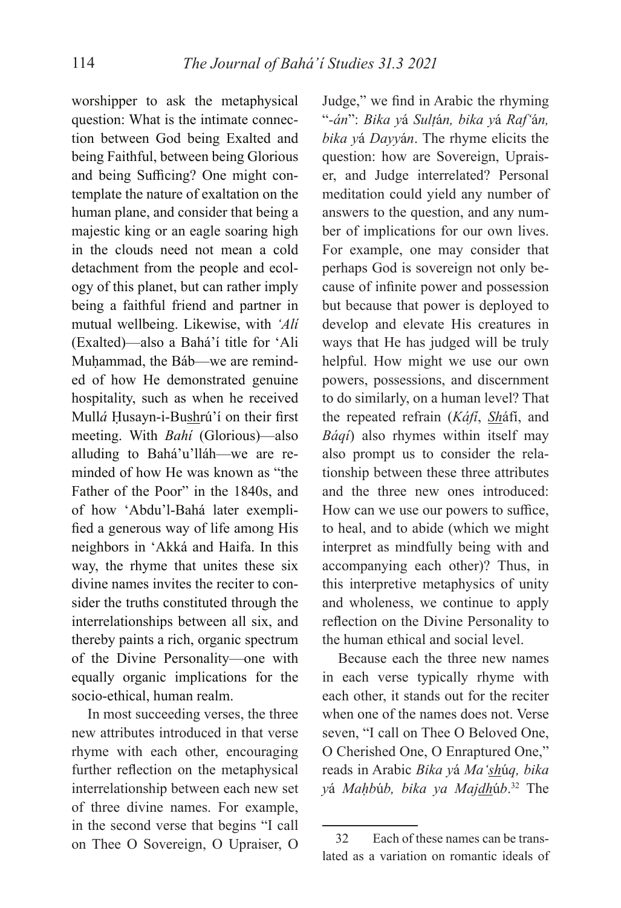worshipper to ask the metaphysical question: What is the intimate connection between God being Exalted and being Faithful, between being Glorious and being Sufficing? One might contemplate the nature of exaltation on the human plane, and consider that being a majestic king or an eagle soaring high in the clouds need not mean a cold detachment from the people and ecology of this planet, but can rather imply being a faithful friend and partner in mutual wellbeing. Likewise, with *'Alí* (Exalted)—also a Bahá'í title for 'Ali Muḥammad, the Báb—we are reminded of how He demonstrated genuine hospitality, such as when he received Mullá Ḥusayn-i-Bushrú'í on their first meeting. With *Bahí* (Glorious)—also alluding to Bahá'u'lláh—we are reminded of how He was known as "the Father of the Poor" in the 1840s, and of how 'Abdu'l-Bahá later exemplified a generous way of life among His neighbors in 'Akká and Haifa. In this way, the rhyme that unites these six divine names invites the reciter to consider the truths constituted through the interrelationships between all six, and thereby paints a rich, organic spectrum of the Divine Personality—one with equally organic implications for the socio-ethical, human realm.

In most succeeding verses, the three new attributes introduced in that verse rhyme with each other, encouraging further reflection on the metaphysical interrelationship between each new set of three divine names. For example, in the second verse that begins "I call on Thee O Sovereign, O Upraiser, O Judge," we find in Arabic the rhyming "*-án*": *Bika yá Sulṭán, bika yá Raf'án, bika yá Dayyán*. The rhyme elicits the question: how are Sovereign, Upraiser, and Judge interrelated? Personal meditation could yield any number of answers to the question, and any number of implications for our own lives. For example, one may consider that perhaps God is sovereign not only because of infinite power and possession but because that power is deployed to develop and elevate His creatures in ways that He has judged will be truly helpful. How might we use our own powers, possessions, and discernment to do similarly, on a human level? That the repeated refrain (*Káfí*, *Sh*áfí, and *Báqí*) also rhymes within itself may also prompt us to consider the relationship between these three attributes and the three new ones introduced: How can we use our powers to suffice, to heal, and to abide (which we might interpret as mindfully being with and accompanying each other)? Thus, in this interpretive metaphysics of unity and wholeness, we continue to apply reflection on the Divine Personality to the human ethical and social level.

Because each the three new names in each verse typically rhyme with each other, it stands out for the reciter when one of the names does not. Verse seven, "I call on Thee O Beloved One, O Cherished One, O Enraptured One," reads in Arabic *Bika yá Ma'shúq, bika yá Maḥbúb, bika ya Majdhúb*.[32] The

---

32 Each of these names can be translated as a variation on romantic ideals of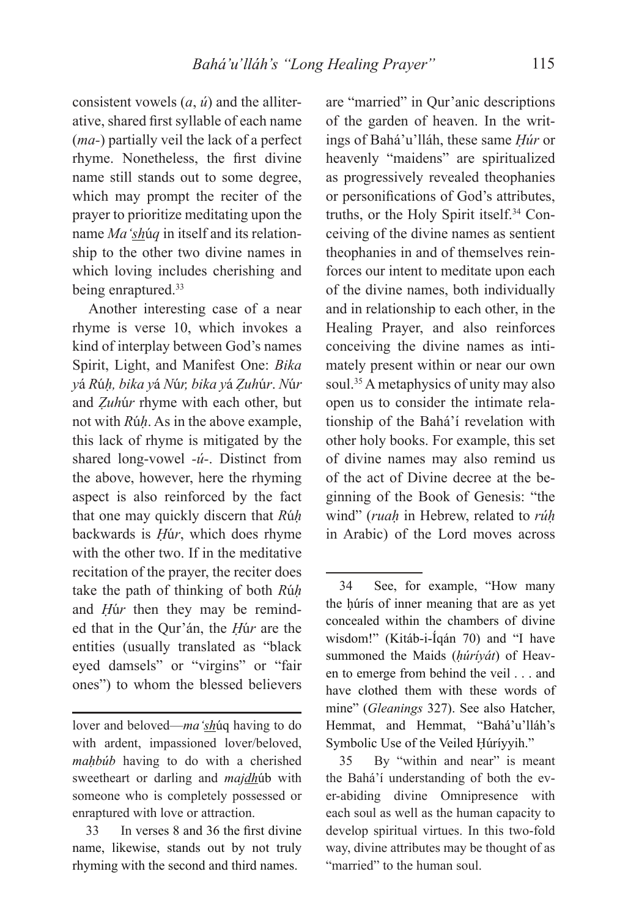consistent vowels (*a*, *ú*) and the alliterative, shared first syllable of each name (*ma-*) partially veil the lack of a perfect rhyme. Nonetheless, the first divine name still stands out to some degree, which may prompt the reciter of the prayer to prioritize meditating upon the name *Ma'sh*úq in itself and its relationship to the other two divine names in which loving includes cherishing and being enraptured.[33]

Another interesting case of a near rhyme is verse 10, which invokes a kind of interplay between God's names Spirit, Light, and Manifest One: *Bika y*á *R*ú*ḥ, bika y*á *N*ú*r, bika y*á *Ẓuh*ú*r*. *N*ú*r* and *Ẓuh*ú*r* rhyme with each other, but not with *R*ú*ḥ*. As in the above example, this lack of rhyme is mitigated by the shared long-vowel *-ú-*. Distinct from the above, however, here the rhyming aspect is also reinforced by the fact that one may quickly discern that *R*ú*ḥ* backwards is *Ḥ*ú*r*, which does rhyme with the other two. If in the meditative recitation of the prayer, the reciter does take the path of thinking of both *R*ú*ḥ* and *Ḥ*ú*r* then they may be reminded that in the Qur'án, the *Ḥ*ú*r* are the entities (usually translated as "black eyed damsels" or "virgins" or "fair ones") to whom the blessed believers are "married" in Qur'anic descriptions of the garden of heaven. In the writings of Bahá'u'lláh, these same *Ḥúr* or heavenly "maidens" are spiritualized as progressively revealed theophanies or personifications of God's attributes, truths, or the Holy Spirit itself.[34] Conceiving of the divine names as sentient theophanies in and of themselves reinforces our intent to meditate upon each of the divine names, both individually and in relationship to each other, in the Healing Prayer, and also reinforces conceiving the divine names as intimately present within or near our own soul.[35] A metaphysics of unity may also open us to consider the intimate relationship of the Bahá'í revelation with other holy books. For example, this set of divine names may also remind us of the act of Divine decree at the beginning of the Book of Genesis: "the wind" (*ruaḥ* in Hebrew, related to *rúḥ* in Arabic) of the Lord moves across

---

lover and beloved—*ma'sh*úq having to do with ardent, impassioned lover/beloved, *maḥbúb* having to do with a cherished sweetheart or darling and *majdh*úb with someone who is completely possessed or enraptured with love or attraction.

33 In verses 8 and 36 the first divine name, likewise, stands out by not truly rhyming with the second and third names.

34 See, for example, "How many the ḥurís of inner meaning that are as yet concealed within the chambers of divine wisdom!" (Kitáb-i-Íqán 70) and "I have summoned the Maids (*ḥuríyát*) of Heaven to emerge from behind the veil . . . and have clothed them with these words of mine" (*Gleanings* 327). See also Hatcher, Hemmat, and Hemmat, "Bahá'u'lláh's Symbolic Use of the Veiled Ḥúríyyih."

35 By "within and near" is meant the Bahá'í understanding of both the ever-abiding divine Omnipresence with each soul as well as the human capacity to develop spiritual virtues. In this two-fold way, divine attributes may be thought of as "married" to the human soul.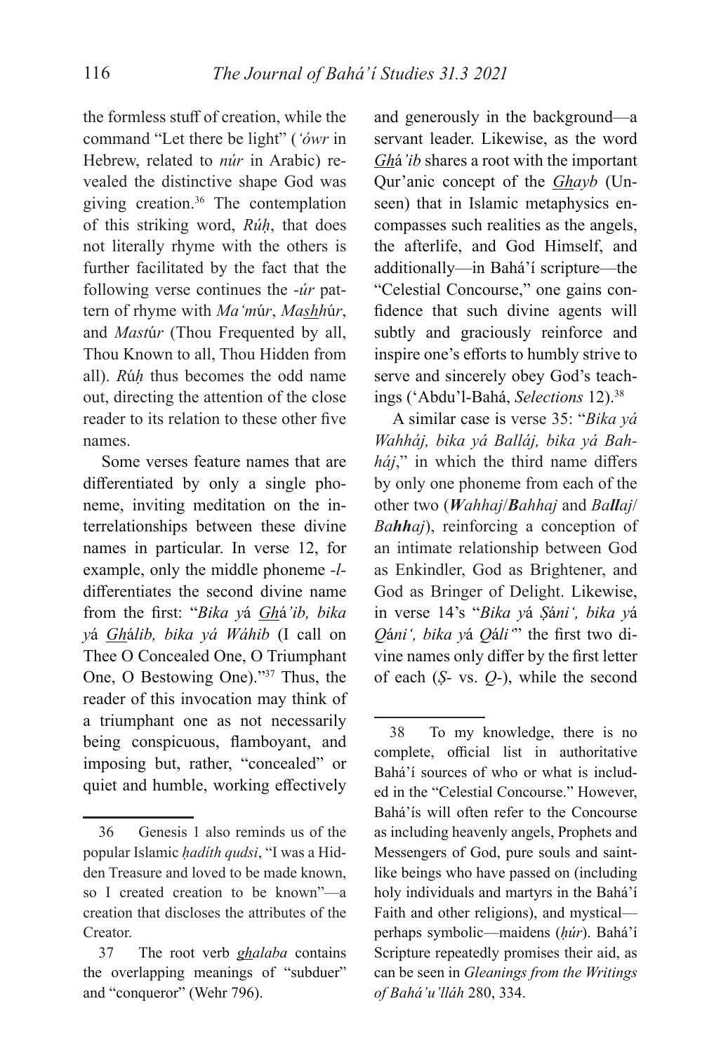the formless stuff of creation, while the command "Let there be light" (*'ówr* in Hebrew, related to *núr* in Arabic) revealed the distinctive shape God was giving creation.[36] The contemplation of this striking word, *Rúḥ*, that does not literally rhyme with the others is further facilitated by the fact that the following verse continues the *-úr* pattern of rhyme with *Ma'm*úr, *Mas*<u>*hh*</u>úr, and *Mast*úr (Thou Frequented by all, Thou Known to all, Thou Hidden from all). *R*ú*ḥ* thus becomes the odd name out, directing the attention of the close reader to its relation to these other five names.

Some verses feature names that are differentiated by only a single phoneme, inviting meditation on the interrelationships between these divine names in particular. In verse 12, for example, only the middle phoneme *-l-* differentiates the second divine name from the first: "*Bika y*á <u>*Gh*</u>á*'ib, bika y*á <u>*Gh*</u>á*lib, bika yá Wáhib* (I call on Thee O Concealed One, O Triumphant One, O Bestowing One)."[37] Thus, the reader of this invocation may think of a triumphant one as not necessarily being conspicuous, flamboyant, and imposing but, rather, "concealed" or quiet and humble, working effectively and generously in the background—a servant leader. Likewise, as the word <u>*Gh*</u>á*'ib* shares a root with the important Qur'anic concept of the <u>*Gh*</u>*ayb* (Unseen) that in Islamic metaphysics encompasses such realities as the angels, the afterlife, and God Himself, and additionally—in Bahá'í scripture—the "Celestial Concourse," one gains confidence that such divine agents will subtly and graciously reinforce and inspire one's efforts to humbly strive to serve and sincerely obey God's teachings ('Abdu'l-Bahá, *Selections* 12).[38]

A similar case is verse 35: "*Bika yá Wahháj, bika yá Balláj, bika yá Bahháj*," in which the third name differs by only one phoneme from each of the other two (***W****ahhaj*/***B****ahhaj* and *Ba****ll****aj*/*Ba****hh****aj*), reinforcing a conception of an intimate relationship between God as Enkindler, God as Brightener, and God as Bringer of Delight. Likewise, in verse 14's "*Bika y*á *Ṣ*á*ni', bika y*á *Q*á*ni', bika y*á *Q*á*li'*" the first two divine names only differ by the first letter of each (*Ṣ*- vs. *Q*-), while the second

---

36 Genesis 1 also reminds us of the popular Islamic *ḥadíth qudsi*, "I was a Hidden Treasure and loved to be made known, so I created creation to be known"—a creation that discloses the attributes of the Creator.

37 The root verb <u>*gh*</u>*alaba* contains the overlapping meanings of "subduer" and "conqueror" (Wehr 796).

38 To my knowledge, there is no complete, official list in authoritative Bahá'í sources of who or what is included in the "Celestial Concourse." However, Bahá'ís will often refer to the Concourse as including heavenly angels, Prophets and Messengers of God, pure souls and saint-like beings who have passed on (including holy individuals and martyrs in the Bahá'í Faith and other religions), and mystical—perhaps symbolic—maidens (*ḥúr*). Bahá'í Scripture repeatedly promises their aid, as can be seen in *Gleanings from the Writings of Bahá'u'lláh* 280, 334.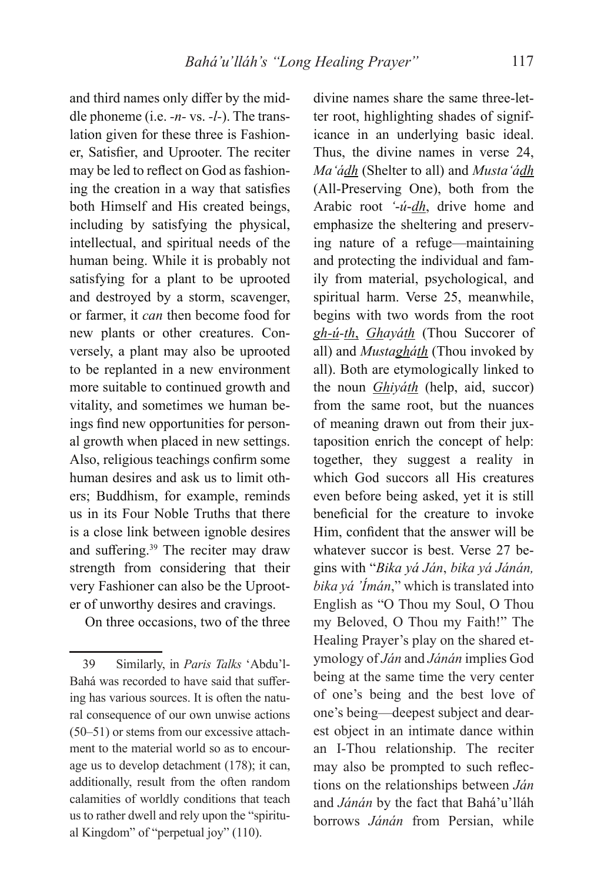and third names only differ by the middle phoneme (i.e. *-n-* vs. *-l-*). The translation given for these three is Fashioner, Satisfier, and Uprooter. The reciter may be led to reflect on God as fashioning the creation in a way that satisfies both Himself and His created beings, including by satisfying the physical, intellectual, and spiritual needs of the human being. While it is probably not satisfying for a plant to be uprooted and destroyed by a storm, scavenger, or farmer, it *can* then become food for new plants or other creatures. Conversely, a plant may also be uprooted to be replanted in a new environment more suitable to continued growth and vitality, and sometimes we human beings find new opportunities for personal growth when placed in new settings. Also, religious teachings confirm some human desires and ask us to limit others; Buddhism, for example, reminds us in its Four Noble Truths that there is a close link between ignoble desires and suffering.[39] The reciter may draw strength from considering that their very Fashioner can also be the Uprooter of unworthy desires and cravings.

On three occasions, two of the three divine names share the same three-letter root, highlighting shades of significance in an underlying basic ideal. Thus, the divine names in verse 24, *Ma'á<u>dh</u>* (Shelter to all) and *Musta'á<u>dh</u>* (All-Preserving One), both from the Arabic root *'-ú-<u>dh</u>*, drive home and emphasize the sheltering and preserving nature of a refuge—maintaining and protecting the individual and family from material, psychological, and spiritual harm. Verse 25, meanwhile, begins with two words from the root *<u>gh</u>-ú-<u>th</u>*, *<u>Gh</u>ayá<u>th</u>* (Thou Succorer of all) and *Musta<u>gh</u>á<u>th</u>* (Thou invoked by all). Both are etymologically linked to the noun *<u>Gh</u>iyá<u>th</u>* (help, aid, succor) from the same root, but the nuances of meaning drawn out from their juxtaposition enrich the concept of help: together, they suggest a reality in which God succors all His creatures even before being asked, yet it is still beneficial for the creature to invoke Him, confident that the answer will be whatever succor is best. Verse 27 begins with "*Bika yá Ján*, *bika yá Jánán, bika yá 'Ímán*," which is translated into English as "O Thou my Soul, O Thou my Beloved, O Thou my Faith!" The Healing Prayer's play on the shared etymology of *Ján* and *Jánán* implies God being at the same time the very center of one's being and the best love of one's being—deepest subject and dearest object in an intimate dance within an I-Thou relationship. The reciter may also be prompted to such reflections on the relationships between *Ján* and *Jánán* by the fact that Bahá'u'lláh borrows *Jánán* from Persian, while

---

39 Similarly, in *Paris Talks* 'Abdu'l-Bahá was recorded to have said that suffering has various sources. It is often the natural consequence of our own unwise actions (50–51) or stems from our excessive attachment to the material world so as to encourage us to develop detachment (178); it can, additionally, result from the often random calamities of worldly conditions that teach us to rather dwell and rely upon the "spiritual Kingdom" of "perpetual joy" (110).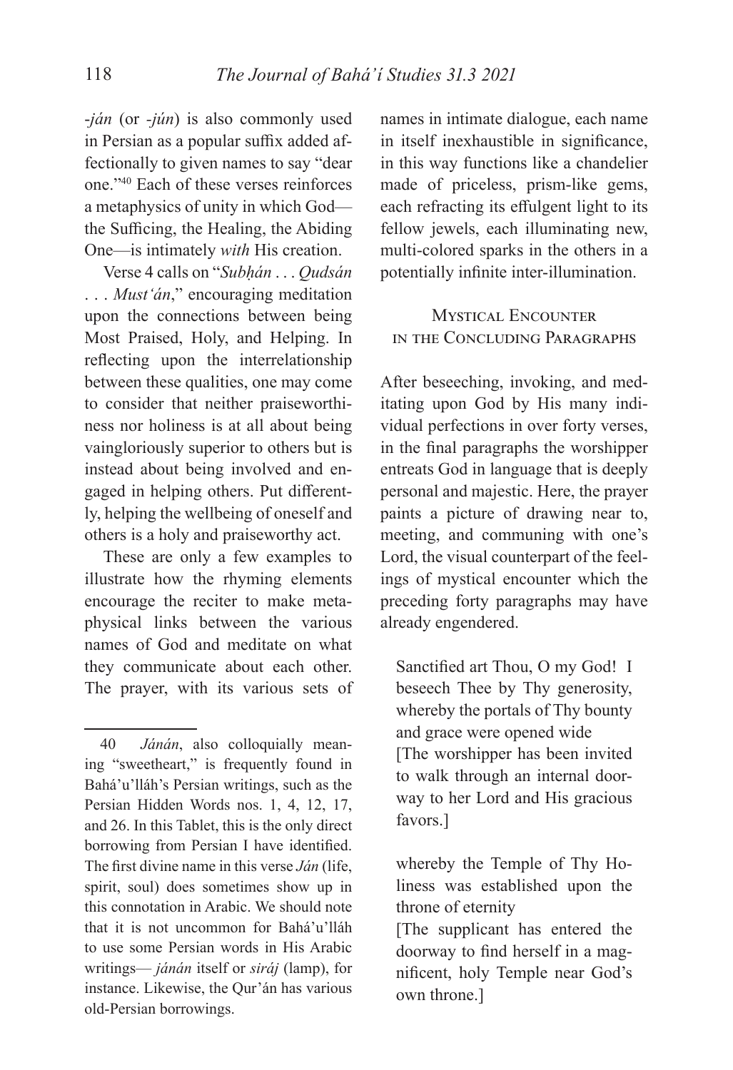-*ján* (or -*jún*) is also commonly used in Persian as a popular suffix added affectionally to given names to say "dear one."[40] Each of these verses reinforces a metaphysics of unity in which God—the Sufficing, the Healing, the Abiding One—is intimately *with* His creation.

Verse 4 calls on "*Subḥán . . . Qudsán . . . Must'án*," encouraging meditation upon the connections between being Most Praised, Holy, and Helping. In reflecting upon the interrelationship between these qualities, one may come to consider that neither praiseworthiness nor holiness is at all about being vaingloriously superior to others but is instead about being involved and engaged in helping others. Put differently, helping the wellbeing of oneself and others is a holy and praiseworthy act.

These are only a few examples to illustrate how the rhyming elements encourage the reciter to make metaphysical links between the various names of God and meditate on what they communicate about each other. The prayer, with its various sets of names in intimate dialogue, each name in itself inexhaustible in significance, in this way functions like a chandelier made of priceless, prism-like gems, each refracting its effulgent light to its fellow jewels, each illuminating new, multi-colored sparks in the others in a potentially infinite inter-illumination.

## Mystical Encounter in the Concluding Paragraphs

After beseeching, invoking, and meditating upon God by His many individual perfections in over forty verses, in the final paragraphs the worshipper entreats God in language that is deeply personal and majestic. Here, the prayer paints a picture of drawing near to, meeting, and communing with one's Lord, the visual counterpart of the feelings of mystical encounter which the preceding forty paragraphs may have already engendered.

> Sanctified art Thou, O my God! I beseech Thee by Thy generosity, whereby the portals of Thy bounty and grace were opened wide
> [The worshipper has been invited to walk through an internal doorway to her Lord and His gracious favors.]
>
> whereby the Temple of Thy Holiness was established upon the throne of eternity
> [The supplicant has entered the doorway to find herself in a magnificent, holy Temple near God's own throne.]

---

40 *Jánán*, also colloquially meaning "sweetheart," is frequently found in Bahá'u'lláh's Persian writings, such as the Persian Hidden Words nos. 1, 4, 12, 17, and 26. In this Tablet, this is the only direct borrowing from Persian I have identified. The first divine name in this verse *Ján* (life, spirit, soul) does sometimes show up in this connotation in Arabic. We should note that it is not uncommon for Bahá'u'lláh to use some Persian words in His Arabic writings— *jánán* itself or *siráj* (lamp), for instance. Likewise, the Qur'án has various old-Persian borrowings.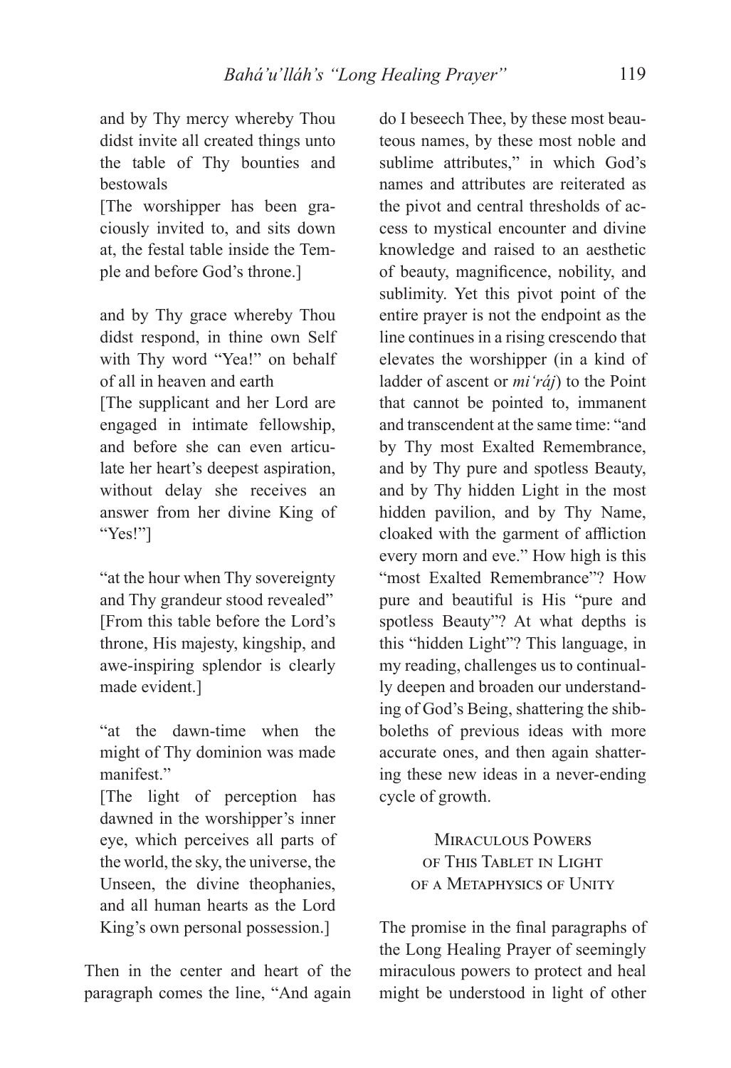and by Thy mercy whereby Thou didst invite all created things unto the table of Thy bounties and bestowals
[The worshipper has been graciously invited to, and sits down at, the festal table inside the Temple and before God's throne.]

and by Thy grace whereby Thou didst respond, in thine own Self with Thy word "Yea!" on behalf of all in heaven and earth
[The supplicant and her Lord are engaged in intimate fellowship, and before she can even articulate her heart's deepest aspiration, without delay she receives an answer from her divine King of "Yes!"]

"at the hour when Thy sovereignty and Thy grandeur stood revealed"
[From this table before the Lord's throne, His majesty, kingship, and awe-inspiring splendor is clearly made evident.]

"at the dawn-time when the might of Thy dominion was made manifest."
[The light of perception has dawned in the worshipper's inner eye, which perceives all parts of the world, the sky, the universe, the Unseen, the divine theophanies, and all human hearts as the Lord King's own personal possession.]

Then in the center and heart of the paragraph comes the line, "And again do I beseech Thee, by these most beauteous names, by these most noble and sublime attributes," in which God's names and attributes are reiterated as the pivot and central thresholds of access to mystical encounter and divine knowledge and raised to an aesthetic of beauty, magnificence, nobility, and sublimity. Yet this pivot point of the entire prayer is not the endpoint as the line continues in a rising crescendo that elevates the worshipper (in a kind of ladder of ascent or *mi'ráj*) to the Point that cannot be pointed to, immanent and transcendent at the same time: "and by Thy most Exalted Remembrance, and by Thy pure and spotless Beauty, and by Thy hidden Light in the most hidden pavilion, and by Thy Name, cloaked with the garment of affliction every morn and eve." How high is this "most Exalted Remembrance"? How pure and beautiful is His "pure and spotless Beauty"? At what depths is this "hidden Light"? This language, in my reading, challenges us to continually deepen and broaden our understanding of God's Being, shattering the shibboleths of previous ideas with more accurate ones, and then again shattering these new ideas in a never-ending cycle of growth.

## Miraculous Powers of This Tablet in Light of a Metaphysics of Unity

The promise in the final paragraphs of the Long Healing Prayer of seemingly miraculous powers to protect and heal might be understood in light of other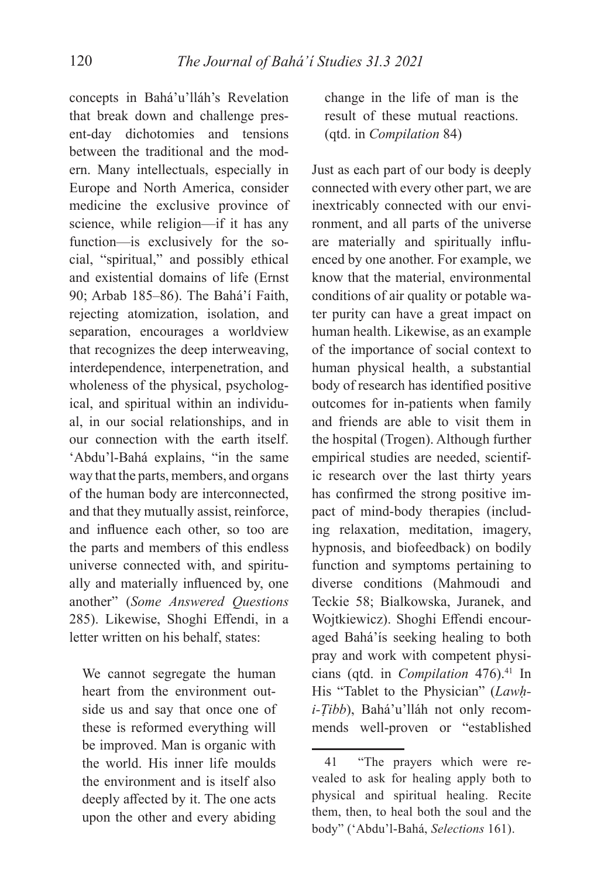concepts in Bahá'u'lláh's Revelation that break down and challenge present-day dichotomies and tensions between the traditional and the modern. Many intellectuals, especially in Europe and North America, consider medicine the exclusive province of science, while religion—if it has any function—is exclusively for the social, "spiritual," and possibly ethical and existential domains of life (Ernst 90; Arbab 185–86). The Bahá'í Faith, rejecting atomization, isolation, and separation, encourages a worldview that recognizes the deep interweaving, interdependence, interpenetration, and wholeness of the physical, psychological, and spiritual within an individual, in our social relationships, and in our connection with the earth itself. 'Abdu'l-Bahá explains, "in the same way that the parts, members, and organs of the human body are interconnected, and that they mutually assist, reinforce, and influence each other, so too are the parts and members of this endless universe connected with, and spiritually and materially influenced by, one another" (*Some Answered Questions* 285). Likewise, Shoghi Effendi, in a letter written on his behalf, states:

> We cannot segregate the human heart from the environment outside us and say that once one of these is reformed everything will be improved. Man is organic with the world. His inner life moulds the environment and is itself also deeply affected by it. The one acts upon the other and every abiding change in the life of man is the result of these mutual reactions. (qtd. in *Compilation* 84)

Just as each part of our body is deeply connected with every other part, we are inextricably connected with our environment, and all parts of the universe are materially and spiritually influenced by one another. For example, we know that the material, environmental conditions of air quality or potable water purity can have a great impact on human health. Likewise, as an example of the importance of social context to human physical health, a substantial body of research has identified positive outcomes for in-patients when family and friends are able to visit them in the hospital (Trogen). Although further empirical studies are needed, scientific research over the last thirty years has confirmed the strong positive impact of mind-body therapies (including relaxation, meditation, imagery, hypnosis, and biofeedback) on bodily function and symptoms pertaining to diverse conditions (Mahmoudi and Teckie 58; Bialkowska, Juranek, and Wojtkiewicz). Shoghi Effendi encouraged Bahá'ís seeking healing to both pray and work with competent physicians (qtd. in *Compilation* 476).[41] In His "Tablet to the Physician" (*Lawḥ-i-Ṭibb*), Bahá'u'lláh not only recommends well-proven or "established

---

[41] "The prayers which were revealed to ask for healing apply both to physical and spiritual healing. Recite them, then, to heal both the soul and the body" ('Abdu'l-Bahá, *Selections* 161).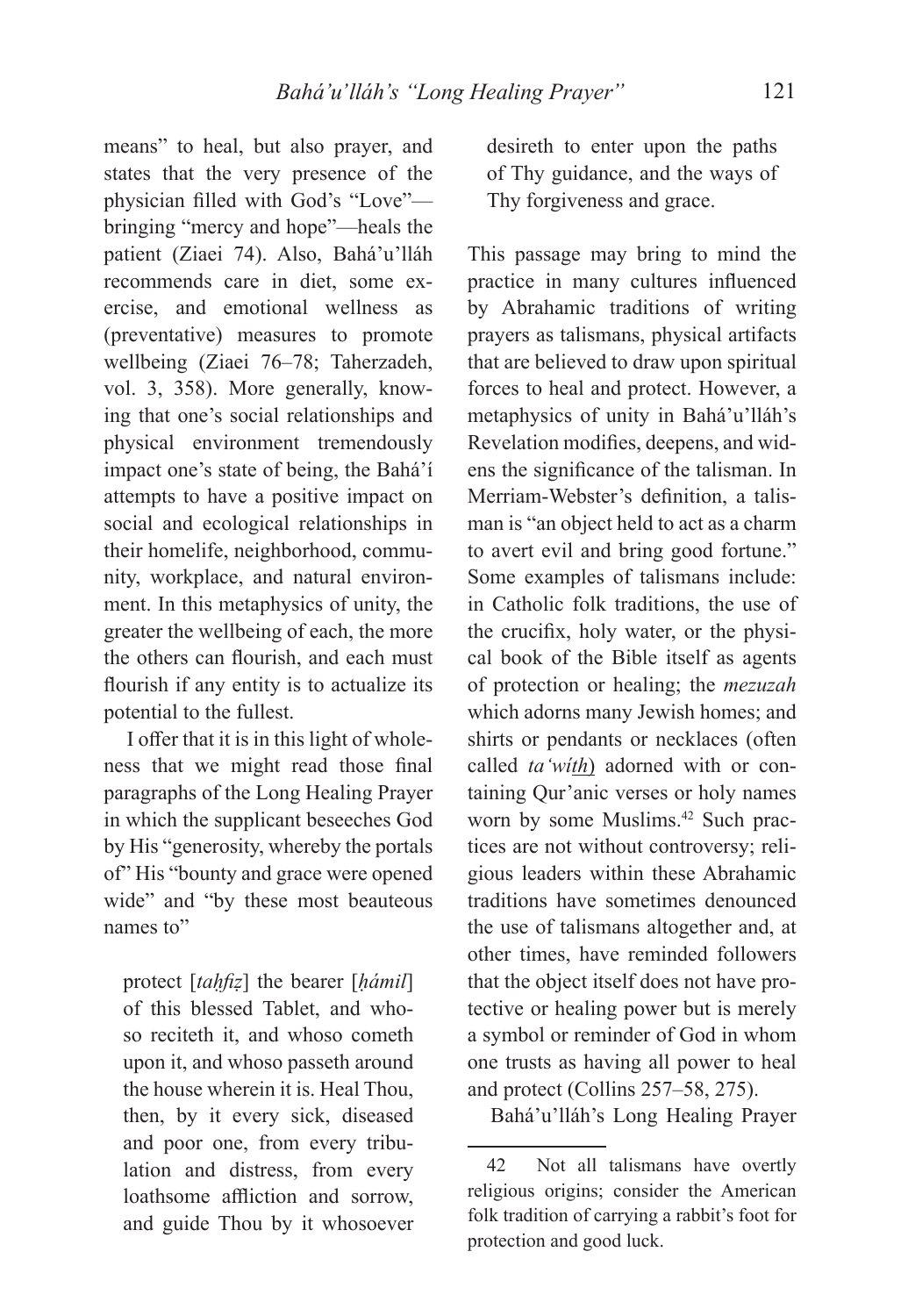means" to heal, but also prayer, and states that the very presence of the physician filled with God's "Love"—bringing "mercy and hope"—heals the patient (Ziaei 74). Also, Bahá'u'lláh recommends care in diet, some exercise, and emotional wellness as (preventative) measures to promote wellbeing (Ziaei 76–78; Taherzadeh, vol. 3, 358). More generally, knowing that one's social relationships and physical environment tremendously impact one's state of being, the Bahá'í attempts to have a positive impact on social and ecological relationships in their homelife, neighborhood, community, workplace, and natural environment. In this metaphysics of unity, the greater the wellbeing of each, the more the others can flourish, and each must flourish if any entity is to actualize its potential to the fullest.

I offer that it is in this light of wholeness that we might read those final paragraphs of the Long Healing Prayer in which the supplicant beseeches God by His "generosity, whereby the portals of" His "bounty and grace were opened wide" and "by these most beauteous names to"

> protect [*taḥfiẓ*] the bearer [*ḥámil*] of this blessed Tablet, and whoso reciteth it, and whoso cometh upon it, and whoso passeth around the house wherein it is. Heal Thou, then, by it every sick, diseased and poor one, from every tribulation and distress, from every loathsome affliction and sorrow, and guide Thou by it whosoever desireth to enter upon the paths of Thy guidance, and the ways of Thy forgiveness and grace.

This passage may bring to mind the practice in many cultures influenced by Abrahamic traditions of writing prayers as talismans, physical artifacts that are believed to draw upon spiritual forces to heal and protect. However, a metaphysics of unity in Bahá'u'lláh's Revelation modifies, deepens, and widens the significance of the talisman. In Merriam-Webster's definition, a talisman is "an object held to act as a charm to avert evil and bring good fortune." Some examples of talismans include: in Catholic folk traditions, the use of the crucifix, holy water, or the physical book of the Bible itself as agents of protection or healing; the *mezuzah* which adorns many Jewish homes; and shirts or pendants or necklaces (often called *ta'wíth*) adorned with or containing Qur'anic verses or holy names worn by some Muslims.[42] Such practices are not without controversy; religious leaders within these Abrahamic traditions have sometimes denounced the use of talismans altogether and, at other times, have reminded followers that the object itself does not have protective or healing power but is merely a symbol or reminder of God in whom one trusts as having all power to heal and protect (Collins 257–58, 275).

Bahá'u'lláh's Long Healing Prayer

---

42 Not all talismans have overtly religious origins; consider the American folk tradition of carrying a rabbit's foot for protection and good luck.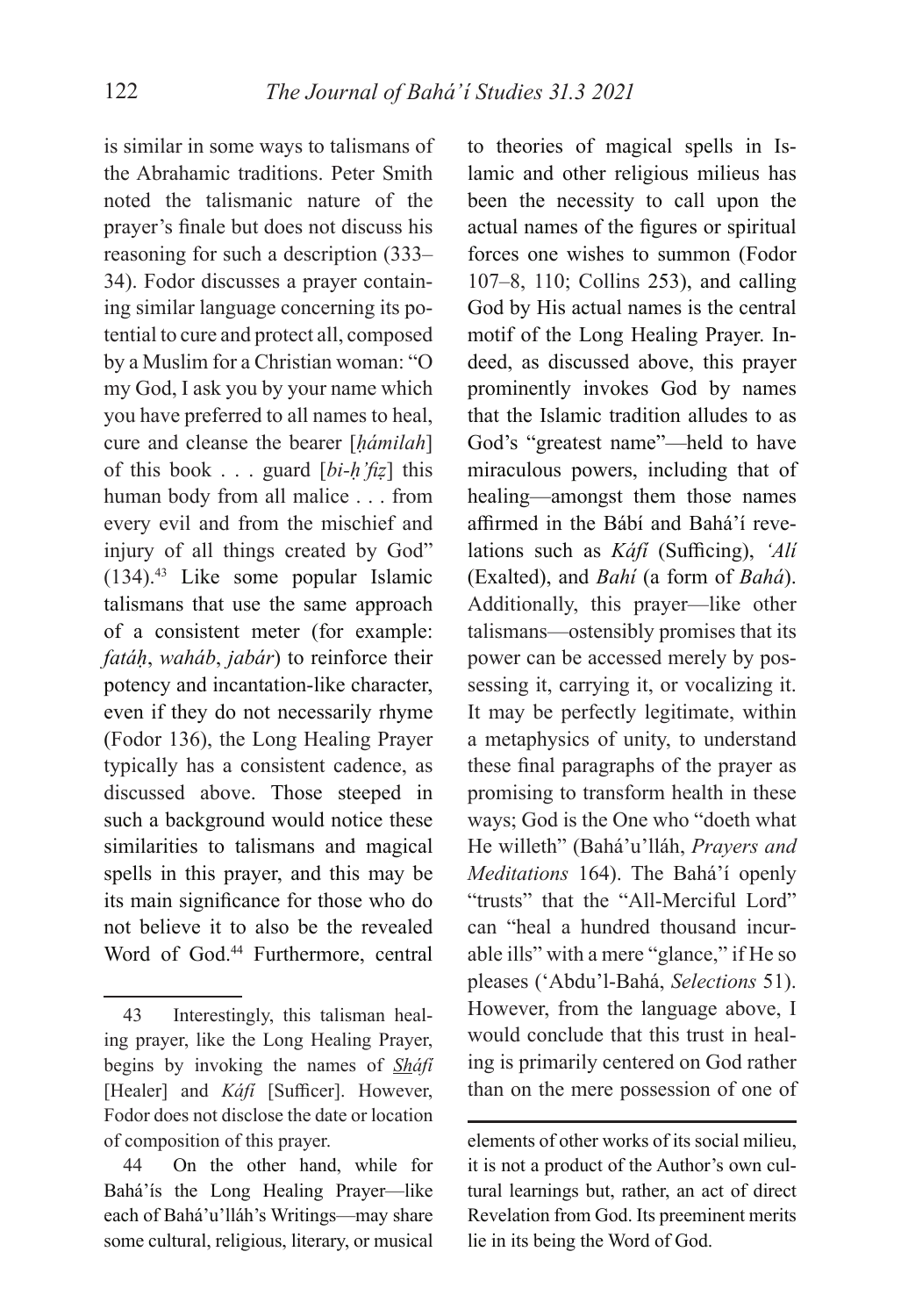is similar in some ways to talismans of the Abrahamic traditions. Peter Smith noted the talismanic nature of the prayer's finale but does not discuss his reasoning for such a description (333–34). Fodor discusses a prayer containing similar language concerning its potential to cure and protect all, composed by a Muslim for a Christian woman: "O my God, I ask you by your name which you have preferred to all names to heal, cure and cleanse the bearer [*ḥámilah*] of this book . . . guard [*bi-ḥ'fiẓ*] this human body from all malice . . . from every evil and from the mischief and injury of all things created by God" (134).[43] Like some popular Islamic talismans that use the same approach of a consistent meter (for example: *fatáḥ*, *wahâb*, *jabár*) to reinforce their potency and incantation-like character, even if they do not necessarily rhyme (Fodor 136), the Long Healing Prayer typically has a consistent cadence, as discussed above. Those steeped in such a background would notice these similarities to talismans and magical spells in this prayer, and this may be its main significance for those who do not believe it to also be the revealed Word of God.[44] Furthermore, central to theories of magical spells in Islamic and other religious milieus has been the necessity to call upon the actual names of the figures or spiritual forces one wishes to summon (Fodor 107–8, 110; Collins 253), and calling God by His actual names is the central motif of the Long Healing Prayer. Indeed, as discussed above, this prayer prominently invokes God by names that the Islamic tradition alludes to as God's "greatest name"—held to have miraculous powers, including that of healing—amongst them those names affirmed in the Bábí and Bahá'í revelations such as *Káfí* (Sufficing), *'Alí* (Exalted), and *Bahí* (a form of *Bahá*). Additionally, this prayer—like other talismans—ostensibly promises that its power can be accessed merely by possessing it, carrying it, or vocalizing it. It may be perfectly legitimate, within a metaphysics of unity, to understand these final paragraphs of the prayer as promising to transform health in these ways; God is the One who "doeth what He willeth" (Bahá'u'lláh, *Prayers and Meditations* 164). The Bahá'í openly "trusts" that the "All-Merciful Lord" can "heal a hundred thousand incurable ills" with a mere "glance," if He so pleases ('Abdu'l-Bahá, *Selections* 51). However, from the language above, I would conclude that this trust in healing is primarily centered on God rather than on the mere possession of one of

---

43 Interestingly, this talisman healing prayer, like the Long Healing Prayer, begins by invoking the names of *Sháfí* [Healer] and *Káfí* [Sufficer]. However, Fodor does not disclose the date or location of composition of this prayer.

44 On the other hand, while for Bahá'ís the Long Healing Prayer—like each of Bahá'u'lláh's Writings—may share some cultural, religious, literary, or musical elements of other works of its social milieu, it is not a product of the Author's own cultural learnings but, rather, an act of direct Revelation from God. Its preeminent merits lie in its being the Word of God.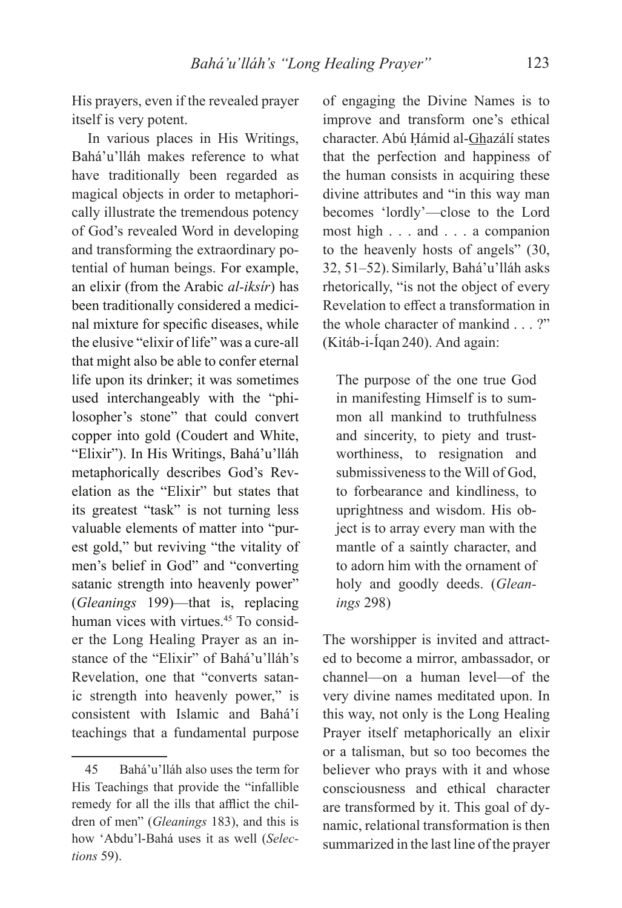His prayers, even if the revealed prayer itself is very potent.

In various places in His Writings, Bahá'u'lláh makes reference to what have traditionally been regarded as magical objects in order to metaphorically illustrate the tremendous potency of God's revealed Word in developing and transforming the extraordinary potential of human beings. For example, an elixir (from the Arabic *al-iksír*) has been traditionally considered a medicinal mixture for specific diseases, while the elusive "elixir of life" was a cure-all that might also be able to confer eternal life upon its drinker; it was sometimes used interchangeably with the "philosopher's stone" that could convert copper into gold (Coudert and White, "Elixir"). In His Writings, Bahá'u'lláh metaphorically describes God's Revelation as the "Elixir" but states that its greatest "task" is not turning less valuable elements of matter into "purest gold," but reviving "the vitality of men's belief in God" and "converting satanic strength into heavenly power" (*Gleanings* 199)—that is, replacing human vices with virtues.[45] To consider the Long Healing Prayer as an instance of the "Elixir" of Bahá'u'lláh's Revelation, one that "converts satanic strength into heavenly power," is consistent with Islamic and Bahá'í teachings that a fundamental purpose of engaging the Divine Names is to improve and transform one's ethical character. Abú Ḥámid al-Ghazálí states that the perfection and happiness of the human consists in acquiring these divine attributes and "in this way man becomes 'lordly'—close to the Lord most high . . . and . . . a companion to the heavenly hosts of angels" (30, 32, 51–52). Similarly, Bahá'u'lláh asks rhetorically, "is not the object of every Revelation to effect a transformation in the whole character of mankind . . . ?" (Kitáb-i-Íqan 240). And again:

> The purpose of the one true God in manifesting Himself is to summon all mankind to truthfulness and sincerity, to piety and trustworthiness, to resignation and submissiveness to the Will of God, to forbearance and kindliness, to uprightness and wisdom. His object is to array every man with the mantle of a saintly character, and to adorn him with the ornament of holy and goodly deeds. (*Gleanings* 298)

The worshipper is invited and attracted to become a mirror, ambassador, or channel—on a human level—of the very divine names meditated upon. In this way, not only is the Long Healing Prayer itself metaphorically an elixir or a talisman, but so too becomes the believer who prays with it and whose consciousness and ethical character are transformed by it. This goal of dynamic, relational transformation is then summarized in the last line of the prayer

---

45 Bahá'u'lláh also uses the term for His Teachings that provide the "infallible remedy for all the ills that afflict the children of men" (*Gleanings* 183), and this is how 'Abdu'l-Bahá uses it as well (*Selections* 59).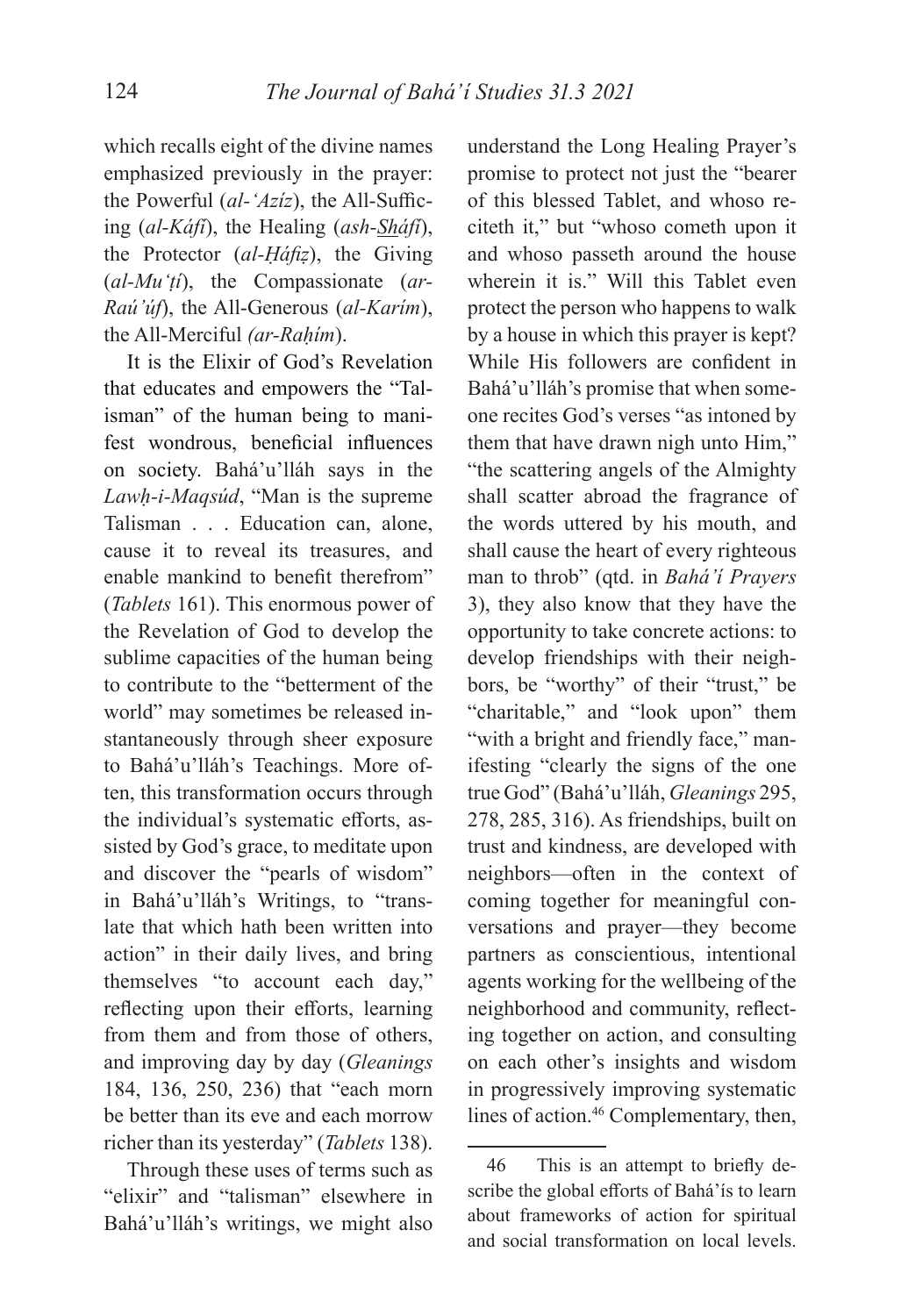which recalls eight of the divine names emphasized previously in the prayer: the Powerful (*al-ʻAzíz*), the All-Sufficing (*al-Káfí*), the Healing (*ash-Sháfí*), the Protector (*al-Ḥáfiẓ*), the Giving (*al-Muʻṭí*), the Compassionate (*ar-Raú'úf*), the All-Generous (*al-Karím*), the All-Merciful *(ar-Raḥím*).

It is the Elixir of God's Revelation that educates and empowers the "Talisman" of the human being to manifest wondrous, beneficial influences on society. Bahá'u'lláh says in the *Lawḥ-i-Maqsúd*, "Man is the supreme Talisman . . . Education can, alone, cause it to reveal its treasures, and enable mankind to benefit therefrom" (*Tablets* 161). This enormous power of the Revelation of God to develop the sublime capacities of the human being to contribute to the "betterment of the world" may sometimes be released instantaneously through sheer exposure to Bahá'u'lláh's Teachings. More often, this transformation occurs through the individual's systematic efforts, assisted by God's grace, to meditate upon and discover the "pearls of wisdom" in Bahá'u'lláh's Writings, to "translate that which hath been written into action" in their daily lives, and bring themselves "to account each day," reflecting upon their efforts, learning from them and from those of others, and improving day by day (*Gleanings* 184, 136, 250, 236) that "each morn be better than its eve and each morrow richer than its yesterday" (*Tablets* 138).

Through these uses of terms such as "elixir" and "talisman" elsewhere in Bahá'u'lláh's writings, we might also understand the Long Healing Prayer's promise to protect not just the "bearer of this blessed Tablet, and whoso reciteth it," but "whoso cometh upon it and whoso passeth around the house wherein it is." Will this Tablet even protect the person who happens to walk by a house in which this prayer is kept? While His followers are confident in Bahá'u'lláh's promise that when someone recites God's verses "as intoned by them that have drawn nigh unto Him," "the scattering angels of the Almighty shall scatter abroad the fragrance of the words uttered by his mouth, and shall cause the heart of every righteous man to throb" (qtd. in *Bahá'í Prayers* 3), they also know that they have the opportunity to take concrete actions: to develop friendships with their neighbors, be "worthy" of their "trust," be "charitable," and "look upon" them "with a bright and friendly face," manifesting "clearly the signs of the one true God" (Bahá'u'lláh, *Gleanings* 295, 278, 285, 316). As friendships, built on trust and kindness, are developed with neighbors—often in the context of coming together for meaningful conversations and prayer—they become partners as conscientious, intentional agents working for the wellbeing of the neighborhood and community, reflecting together on action, and consulting on each other's insights and wisdom in progressively improving systematic lines of action.[46] Complementary, then,

---

46 This is an attempt to briefly describe the global efforts of Bahá'ís to learn about frameworks of action for spiritual and social transformation on local levels.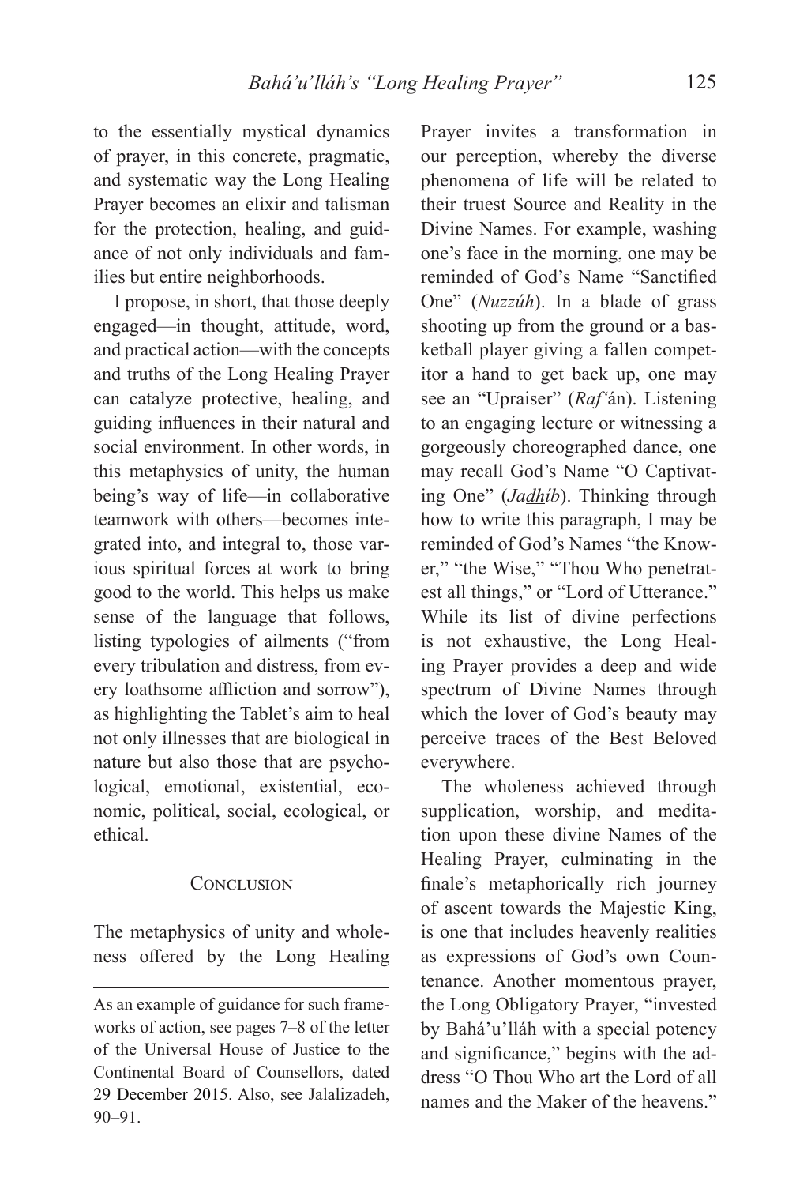to the essentially mystical dynamics of prayer, in this concrete, pragmatic, and systematic way the Long Healing Prayer becomes an elixir and talisman for the protection, healing, and guidance of not only individuals and families but entire neighborhoods.

I propose, in short, that those deeply engaged—in thought, attitude, word, and practical action—with the concepts and truths of the Long Healing Prayer can catalyze protective, healing, and guiding influences in their natural and social environment. In other words, in this metaphysics of unity, the human being's way of life—in collaborative teamwork with others—becomes integrated into, and integral to, those various spiritual forces at work to bring good to the world. This helps us make sense of the language that follows, listing typologies of ailments ("from every tribulation and distress, from every loathsome affliction and sorrow"), as highlighting the Tablet's aim to heal not only illnesses that are biological in nature but also those that are psychological, emotional, existential, economic, political, social, ecological, or ethical.

## Conclusion

The metaphysics of unity and wholeness offered by the Long Healing Prayer invites a transformation in our perception, whereby the diverse phenomena of life will be related to their truest Source and Reality in the Divine Names. For example, washing one's face in the morning, one may be reminded of God's Name "Sanctified One" (*Nuzzúh*). In a blade of grass shooting up from the ground or a basketball player giving a fallen competitor a hand to get back up, one may see an "Upraiser" (*Raf'*án). Listening to an engaging lecture or witnessing a gorgeously choreographed dance, one may recall God's Name "O Captivating One" (*Ja<u>dh</u>íb*). Thinking through how to write this paragraph, I may be reminded of God's Names "the Knower," "the Wise," "Thou Who penetratest all things," or "Lord of Utterance." While its list of divine perfections is not exhaustive, the Long Healing Prayer provides a deep and wide spectrum of Divine Names through which the lover of God's beauty may perceive traces of the Best Beloved everywhere.

The wholeness achieved through supplication, worship, and meditation upon these divine Names of the Healing Prayer, culminating in the finale's metaphorically rich journey of ascent towards the Majestic King, is one that includes heavenly realities as expressions of God's own Countenance. Another momentous prayer, the Long Obligatory Prayer, "invested by Bahá'u'lláh with a special potency and significance," begins with the address "O Thou Who art the Lord of all names and the Maker of the heavens."

---

As an example of guidance for such frameworks of action, see pages 7–8 of the letter of the Universal House of Justice to the Continental Board of Counsellors, dated 29 December 2015. Also, see Jalalizadeh, 90–91.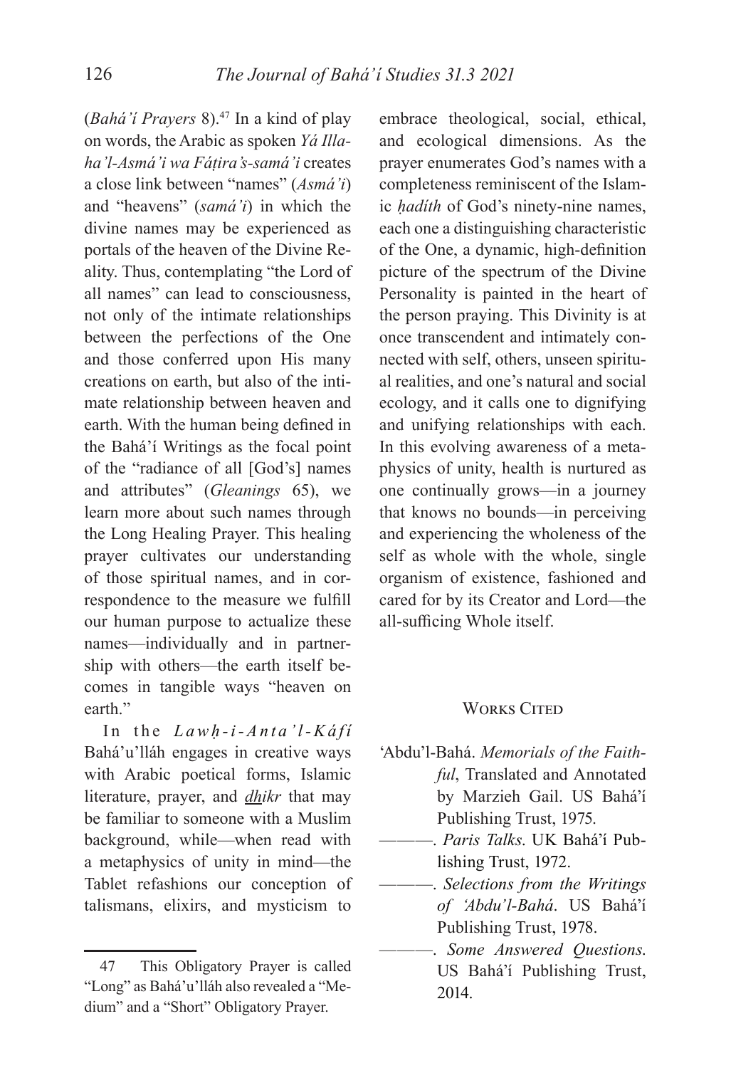(*Bahá'í Prayers* 8).[47] In a kind of play on words, the Arabic as spoken *Yá Illaha'l-Asmá'i wa Fáṭira's-samá'i* creates a close link between "names" (*Asmá'i*) and "heavens" (*samá'i*) in which the divine names may be experienced as portals of the heaven of the Divine Reality. Thus, contemplating "the Lord of all names" can lead to consciousness, not only of the intimate relationships between the perfections of the One and those conferred upon His many creations on earth, but also of the intimate relationship between heaven and earth. With the human being defined in the Bahá'í Writings as the focal point of the "radiance of all [God's] names and attributes" (*Gleanings* 65), we learn more about such names through the Long Healing Prayer. This healing prayer cultivates our understanding of those spiritual names, and in correspondence to the measure we fulfill our human purpose to actualize these names—individually and in partnership with others—the earth itself becomes in tangible ways "heaven on earth."

In the *Lawḥ-i-Anta'l-Káfí* Bahá'u'lláh engages in creative ways with Arabic poetical forms, Islamic literature, prayer, and *dhikr* that may be familiar to someone with a Muslim background, while—when read with a metaphysics of unity in mind—the Tablet refashions our conception of talismans, elixirs, and mysticism to embrace theological, social, ethical, and ecological dimensions. As the prayer enumerates God's names with a completeness reminiscent of the Islamic *ḥadíth* of God's ninety-nine names, each one a distinguishing characteristic of the One, a dynamic, high-definition picture of the spectrum of the Divine Personality is painted in the heart of the person praying. This Divinity is at once transcendent and intimately connected with self, others, unseen spiritual realities, and one's natural and social ecology, and it calls one to dignifying and unifying relationships with each. In this evolving awareness of a metaphysics of unity, health is nurtured as one continually grows—in a journey that knows no bounds—in perceiving and experiencing the wholeness of the self as whole with the whole, single organism of existence, fashioned and cared for by its Creator and Lord—the all-sufficing Whole itself.

47 This Obligatory Prayer is called "Long" as Bahá'u'lláh also revealed a "Medium" and a "Short" Obligatory Prayer.

## Works Cited

'Abdu'l-Bahá. *Memorials of the Faithful*, Translated and Annotated by Marzieh Gail. US Bahá'í Publishing Trust, 1975.

———. *Paris Talks*. UK Bahá'í Publishing Trust, 1972.

———. *Selections from the Writings of 'Abdu'l-Bahá*. US Bahá'í Publishing Trust, 1978.

———. *Some Answered Questions*. US Bahá'í Publishing Trust, 2014.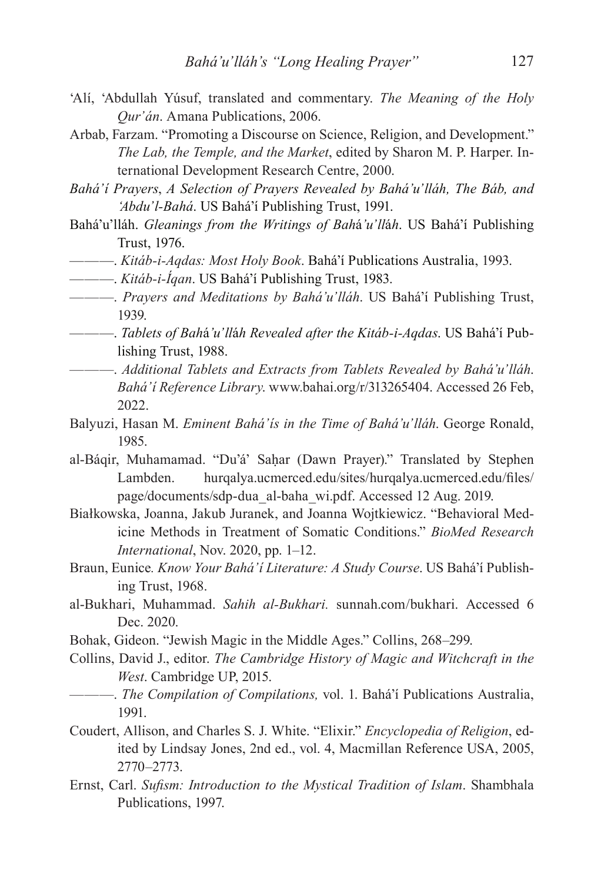'Alí, 'Abdullah Yúsuf, translated and commentary. *The Meaning of the Holy Qur'án*. Amana Publications, 2006.

Arbab, Farzam. "Promoting a Discourse on Science, Religion, and Development." *The Lab, the Temple, and the Market*, edited by Sharon M. P. Harper. International Development Research Centre, 2000.

*Bahá'í Prayers*, *A Selection of Prayers Revealed by Bahá'u'lláh, The Báb, and 'Abdu'l-Bahá*. US Bahá'í Publishing Trust, 1991.

Bahá'u'lláh. *Gleanings from the Writings of Bahá'u'lláh*. US Bahá'í Publishing Trust, 1976.

———. *Kitáb-i-Aqdas: Most Holy Book*. Bahá'í Publications Australia, 1993.

———. *Kitáb-i-Íqan*. US Bahá'í Publishing Trust, 1983.

———. *Prayers and Meditations by Bahá'u'lláh*. US Bahá'í Publishing Trust, 1939.

———. *Tablets of Bahá'u'lláh Revealed after the Kitáb-i-Aqdas*. US Bahá'í Publishing Trust, 1988.

———. *Additional Tablets and Extracts from Tablets Revealed by Bahá'u'lláh*. *Bahá'í Reference Library*. www.bahai.org/r/313265404. Accessed 26 Feb, 2022.

Balyuzi, Hasan M. *Eminent Bahá'ís in the Time of Bahá'u'lláh*. George Ronald, 1985.

al-Báqir, Muhamamad. "Du'á' Saḥar (Dawn Prayer)." Translated by Stephen Lambden. hurqalya.ucmerced.edu/sites/hurqalya.ucmerced.edu/files/page/documents/sdp-dua_al-baha_wi.pdf. Accessed 12 Aug. 2019.

Białkowska, Joanna, Jakub Juranek, and Joanna Wojtkiewicz. "Behavioral Medicine Methods in Treatment of Somatic Conditions." *BioMed Research International*, Nov. 2020, pp. 1–12.

Braun, Eunice. *Know Your Bahá'í Literature: A Study Course*. US Bahá'í Publishing Trust, 1968.

al-Bukhari, Muhammad. *Sahih al-Bukhari.* sunnah.com/bukhari. Accessed 6 Dec. 2020.

Bohak, Gideon. "Jewish Magic in the Middle Ages." Collins, 268–299.

Collins, David J., editor. *The Cambridge History of Magic and Witchcraft in the West*. Cambridge UP, 2015.

———. *The Compilation of Compilations,* vol. 1. Bahá'í Publications Australia, 1991.

Coudert, Allison, and Charles S. J. White. "Elixir." *Encyclopedia of Religion*, edited by Lindsay Jones, 2nd ed., vol. 4, Macmillan Reference USA, 2005, 2770–2773.

Ernst, Carl. *Sufism: Introduction to the Mystical Tradition of Islam*. Shambhala Publications, 1997.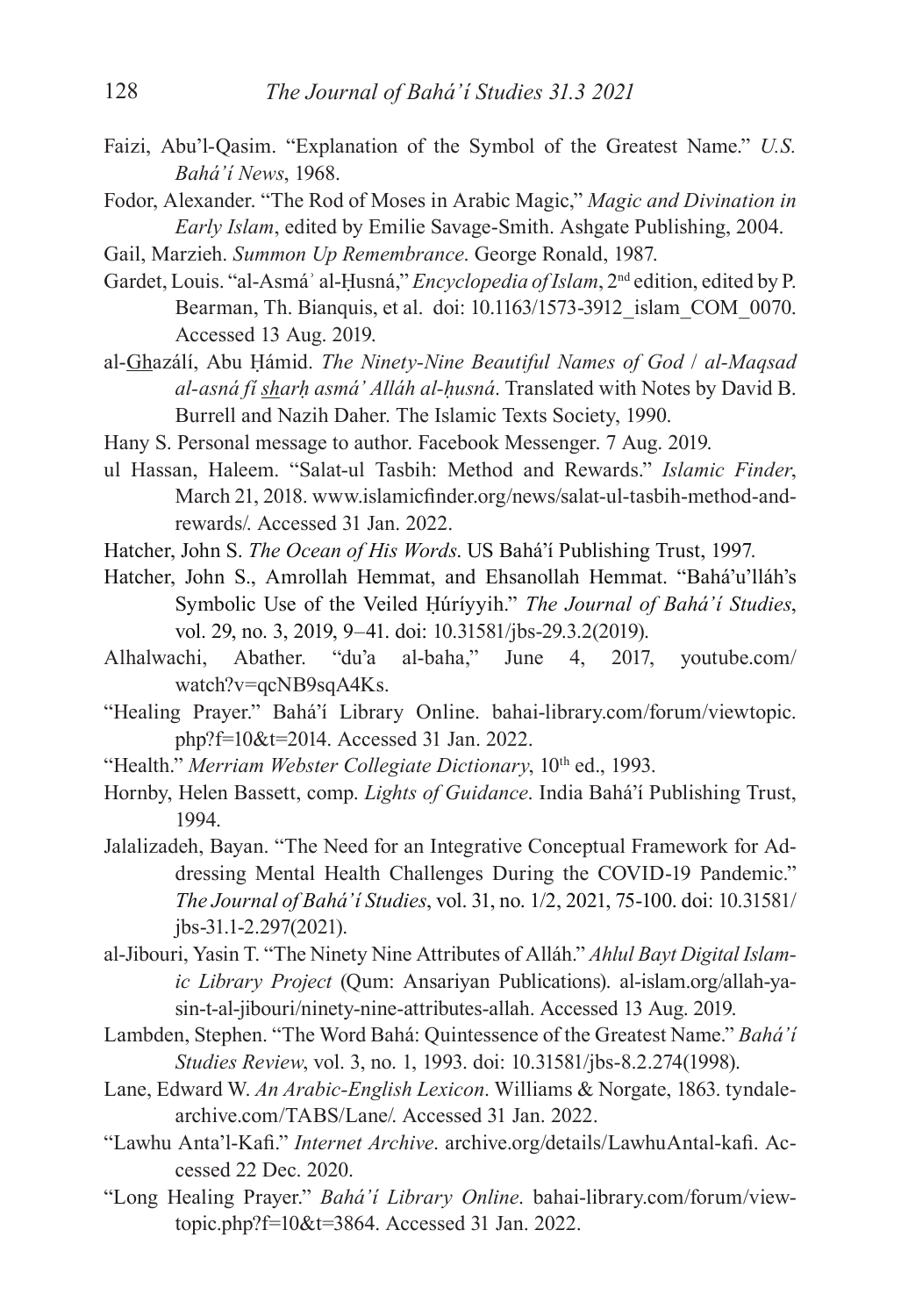Faizi, Abu'l-Qasim. "Explanation of the Symbol of the Greatest Name." *U.S. Bahá'í News*, 1968.

Fodor, Alexander. "The Rod of Moses in Arabic Magic," *Magic and Divination in Early Islam*, edited by Emilie Savage-Smith. Ashgate Publishing, 2004.

Gail, Marzieh. *Summon Up Remembrance*. George Ronald, 1987.

Gardet, Louis. "al-Asmáʾ al-Ḥusná," *Encyclopedia of Islam*, 2nd edition, edited by P. Bearman, Th. Bianquis, et al. doi: 10.1163/1573-3912_islam_COM_0070. Accessed 13 Aug. 2019.

al-Ghazálí, Abu Ḥámid. *The Ninety-Nine Beautiful Names of God / al-Maqsad al-asná fí sharḥ asmá' Alláh al-ḥusná*. Translated with Notes by David B. Burrell and Nazih Daher. The Islamic Texts Society, 1990.

Hany S. Personal message to author. Facebook Messenger. 7 Aug. 2019.

ul Hassan, Haleem. "Salat-ul Tasbih: Method and Rewards." *Islamic Finder*, March 21, 2018. www.islamicfinder.org/news/salat-ul-tasbih-method-and-rewards/. Accessed 31 Jan. 2022.

Hatcher, John S. *The Ocean of His Words*. US Bahá'í Publishing Trust, 1997.

Hatcher, John S., Amrollah Hemmat, and Ehsanollah Hemmat. "Bahá'u'lláh's Symbolic Use of the Veiled Ḥúríyyih." *The Journal of Bahá'í Studies*, vol. 29, no. 3, 2019, 9–41. doi: 10.31581/jbs-29.3.2(2019).

Alhalwachi, Abather. "du'a al-baha," June 4, 2017, youtube.com/watch?v=qcNB9sqA4Ks.

"Healing Prayer." Bahá'í Library Online. bahai-library.com/forum/viewtopic.php?f=10&t=2014. Accessed 31 Jan. 2022.

"Health." *Merriam Webster Collegiate Dictionary*, 10th ed., 1993.

Hornby, Helen Bassett, comp. *Lights of Guidance*. India Bahá'í Publishing Trust, 1994.

Jalalizadeh, Bayan. "The Need for an Integrative Conceptual Framework for Addressing Mental Health Challenges During the COVID-19 Pandemic." *The Journal of Bahá'í Studies*, vol. 31, no. 1/2, 2021, 75-100. doi: 10.31581/jbs-31.1-2.297(2021).

al-Jibouri, Yasin T. "The Ninety Nine Attributes of Alláh." *Ahlul Bayt Digital Islamic Library Project* (Qum: Ansariyan Publications). al-islam.org/allah-yasin-t-al-jibouri/ninety-nine-attributes-allah. Accessed 13 Aug. 2019.

Lambden, Stephen. "The Word Bahá: Quintessence of the Greatest Name." *Bahá'í Studies Review*, vol. 3, no. 1, 1993. doi: 10.31581/jbs-8.2.274(1998).

Lane, Edward W. *An Arabic-English Lexicon*. Williams & Norgate, 1863. tyndalearchive.com/TABS/Lane/. Accessed 31 Jan. 2022.

"Lawhu Anta'l-Kafi." *Internet Archive*. archive.org/details/LawhuAntal-kafi. Accessed 22 Dec. 2020.

"Long Healing Prayer." *Bahá'í Library Online*. bahai-library.com/forum/viewtopic.php?f=10&t=3864. Accessed 31 Jan. 2022.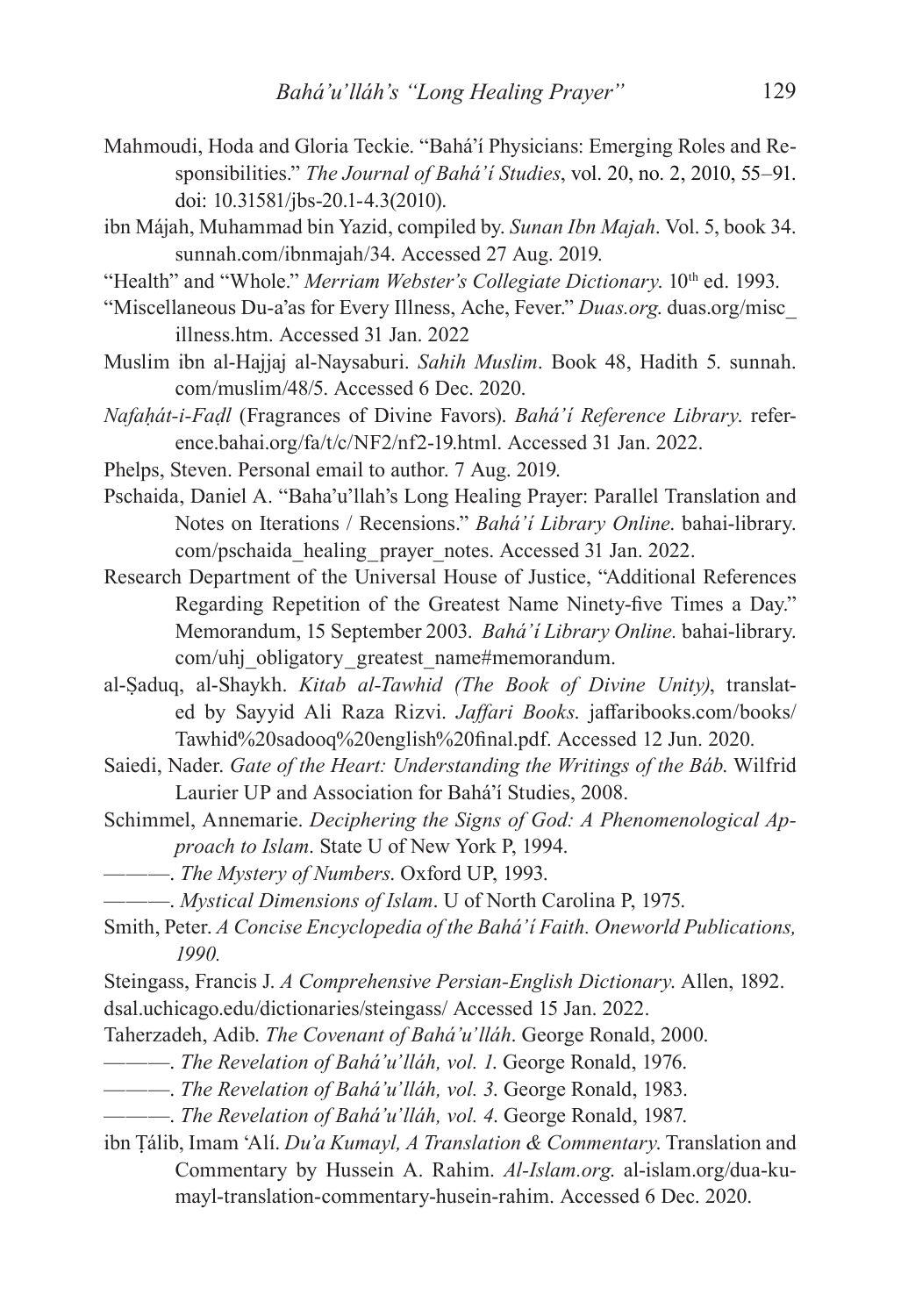Mahmoudi, Hoda and Gloria Teckie. "Bahá'í Physicians: Emerging Roles and Responsibilities." *The Journal of Bahá'í Studies*, vol. 20, no. 2, 2010, 55–91. doi: 10.31581/jbs-20.1-4.3(2010).

ibn Májah, Muhammad bin Yazid, compiled by. *Sunan Ibn Majah*. Vol. 5, book 34. sunnah.com/ibnmajah/34. Accessed 27 Aug. 2019.

"Health" and "Whole." *Merriam Webster's Collegiate Dictionary*. 10th ed. 1993.

"Miscellaneous Du-a'as for Every Illness, Ache, Fever." *Duas.org*. duas.org/misc_illness.htm. Accessed 31 Jan. 2022

Muslim ibn al-Hajjaj al-Naysaburi. *Sahih Muslim*. Book 48, Hadith 5. sunnah.com/muslim/48/5. Accessed 6 Dec. 2020.

*Nafaḥát-i-Faḍl* (Fragrances of Divine Favors). *Bahá'í Reference Library*. reference.bahai.org/fa/t/c/NF2/nf2-19.html. Accessed 31 Jan. 2022.

Phelps, Steven. Personal email to author. 7 Aug. 2019.

Pschaida, Daniel A. "Baha'u'llah's Long Healing Prayer: Parallel Translation and Notes on Iterations / Recensions." *Bahá'í Library Online*. bahai-library.com/pschaida_healing_prayer_notes. Accessed 31 Jan. 2022.

Research Department of the Universal House of Justice, "Additional References Regarding Repetition of the Greatest Name Ninety-five Times a Day." Memorandum, 15 September 2003. *Bahá'í Library Online*. bahai-library.com/uhj_obligatory_greatest_name#memorandum.

al-Ṣaduq, al-Shaykh. *Kitab al-Tawhid (The Book of Divine Unity)*, translated by Sayyid Ali Raza Rizvi. *Jaffari Books*. jaffaribooks.com/books/Tawhid%20sadooq%20english%20final.pdf. Accessed 12 Jun. 2020.

Saiedi, Nader. *Gate of the Heart: Understanding the Writings of the Báb*. Wilfrid Laurier UP and Association for Bahá'í Studies, 2008.

Schimmel, Annemarie. *Deciphering the Signs of God: A Phenomenological Approach to Islam*. State U of New York P, 1994.

———. *The Mystery of Numbers*. Oxford UP, 1993.

———. *Mystical Dimensions of Islam*. U of North Carolina P, 1975.

Smith, Peter. *A Concise Encyclopedia of the Bahá'í Faith. Oneworld Publications, 1990.*

Steingass, Francis J. *A Comprehensive Persian-English Dictionary*. Allen, 1892. dsal.uchicago.edu/dictionaries/steingass/ Accessed 15 Jan. 2022.

Taherzadeh, Adib. *The Covenant of Bahá'u'lláh*. George Ronald, 2000.

———. *The Revelation of Bahá'u'lláh, vol. 1*. George Ronald, 1976.

———. *The Revelation of Bahá'u'lláh, vol. 3*. George Ronald, 1983.

———. *The Revelation of Bahá'u'lláh, vol. 4*. George Ronald, 1987.

ibn Ṭálib, Imam 'Alí. *Du'a Kumayl, A Translation & Commentary*. Translation and Commentary by Hussein A. Rahim. *Al-Islam.org*. al-islam.org/dua-kumayl-translation-commentary-husein-rahim. Accessed 6 Dec. 2020.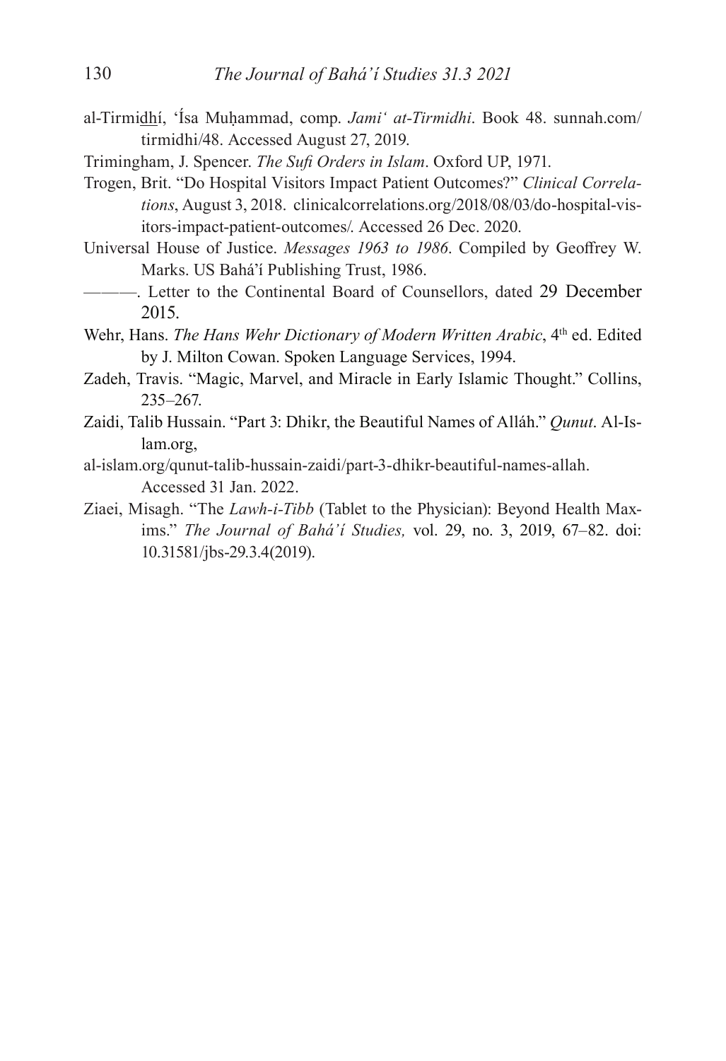al-Tirmidhí, ‘Ísa Muḥammad, comp. *Jami‘ at-Tirmidhi*. Book 48. sunnah.com/tirmidhi/48. Accessed August 27, 2019.

Trimingham, J. Spencer. *The Sufi Orders in Islam*. Oxford UP, 1971.

Trogen, Brit. "Do Hospital Visitors Impact Patient Outcomes?" *Clinical Correlations*, August 3, 2018. clinicalcorrelations.org/2018/08/03/do-hospital-visitors-impact-patient-outcomes/. Accessed 26 Dec. 2020.

Universal House of Justice. *Messages 1963 to 1986*. Compiled by Geoffrey W. Marks. US Bahá'í Publishing Trust, 1986.

———. Letter to the Continental Board of Counsellors, dated 29 December 2015.

Wehr, Hans. *The Hans Wehr Dictionary of Modern Written Arabic*, 4th ed. Edited by J. Milton Cowan. Spoken Language Services, 1994.

Zadeh, Travis. "Magic, Marvel, and Miracle in Early Islamic Thought." Collins, 235–267.

Zaidi, Talib Hussain. "Part 3: Dhikr, the Beautiful Names of Alláh." *Qunut*. Al-Islam.org,

al-islam.org/qunut-talib-hussain-zaidi/part-3-dhikr-beautiful-names-allah. Accessed 31 Jan. 2022.

Ziaei, Misagh. "The *Lawh-i-Tibb* (Tablet to the Physician): Beyond Health Maxims." *The Journal of Bahá'í Studies,* vol. 29, no. 3, 2019, 67–82. doi: 10.31581/jbs-29.3.4(2019).